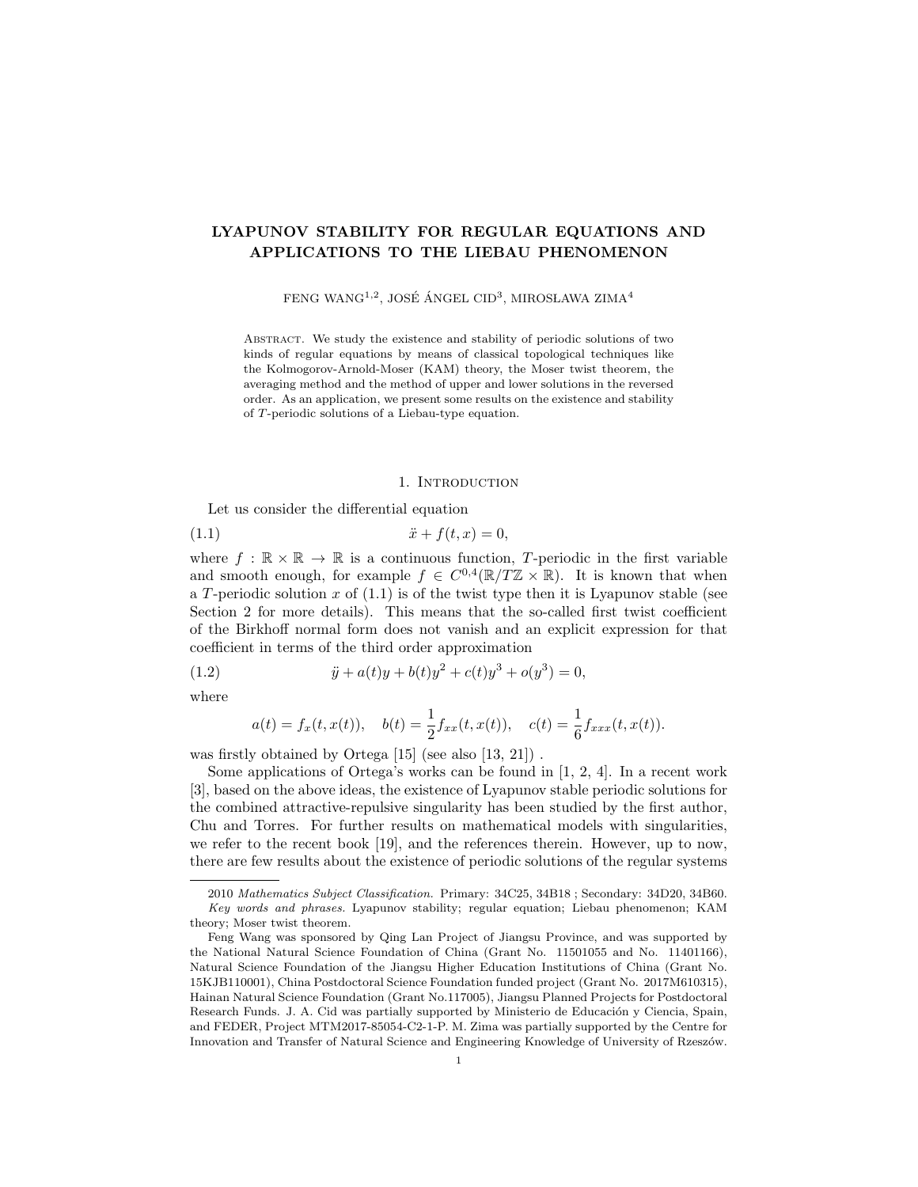# LYAPUNOV STABILITY FOR REGULAR EQUATIONS AND APPLICATIONS TO THE LIEBAU PHENOMENON

FENG WANG[1,2], JOSÉ ÁNGEL CID[3], MIROSŁAWA ZIMA[4]

Abstract. We study the existence and stability of periodic solutions of two kinds of regular equations by means of classical topological techniques like the Kolmogorov-Arnold-Moser (KAM) theory, the Moser twist theorem, the averaging method and the method of upper and lower solutions in the reversed order. As an application, we present some results on the existence and stability of $T$-periodic solutions of a Liebau-type equation.

## 1. Introduction

Let us consider the differential equation

$$\ddot{x} + f(t, x) = 0, \tag{1.1}$$

where $f : \mathbb{R} \times \mathbb{R} \to \mathbb{R}$ is a continuous function, $T$-periodic in the first variable and smooth enough, for example $f \in C^{0,4}(\mathbb{R}/T\mathbb{Z} \times \mathbb{R})$. It is known that when a $T$-periodic solution $x$ of (1.1) is of the twist type then it is Lyapunov stable (see Section 2 for more details). This means that the so-called first twist coefficient of the Birkhoff normal form does not vanish and an explicit expression for that coefficient in terms of the third order approximation

$$\ddot{y} + a(t)y + b(t)y^2 + c(t)y^3 + o(y^3) = 0, \tag{1.2}$$

where

$$a(t) = f_x(t, x(t)), \quad b(t) = \frac{1}{2} f_{xx}(t, x(t)), \quad c(t) = \frac{1}{6} f_{xxx}(t, x(t)).$$

was firstly obtained by Ortega [15] (see also [13, 21]) .

Some applications of Ortega's works can be found in [1, 2, 4]. In a recent work [3], based on the above ideas, the existence of Lyapunov stable periodic solutions for the combined attractive-repulsive singularity has been studied by the first author, Chu and Torres. For further results on mathematical models with singularities, we refer to the recent book [19], and the references therein. However, up to now, there are few results about the existence of periodic solutions of the regular systems

---

2010 *Mathematics Subject Classification.* Primary: 34C25, 34B18 ; Secondary: 34D20, 34B60.

*Key words and phrases.* Lyapunov stability; regular equation; Liebau phenomenon; KAM theory; Moser twist theorem.

Feng Wang was sponsored by Qing Lan Project of Jiangsu Province, and was supported by the National Natural Science Foundation of China (Grant No. 11501055 and No. 11401166), Natural Science Foundation of the Jiangsu Higher Education Institutions of China (Grant No. 15KJB110001), China Postdoctoral Science Foundation funded project (Grant No. 2017M610315), Hainan Natural Science Foundation (Grant No.117005), Jiangsu Planned Projects for Postdoctoral Research Funds. J. A. Cid was partially supported by Ministerio de Educación y Ciencia, Spain, and FEDER, Project MTM2017-85054-C2-1-P. M. Zima was partially supported by the Centre for Innovation and Transfer of Natural Science and Engineering Knowledge of University of Rzeszów.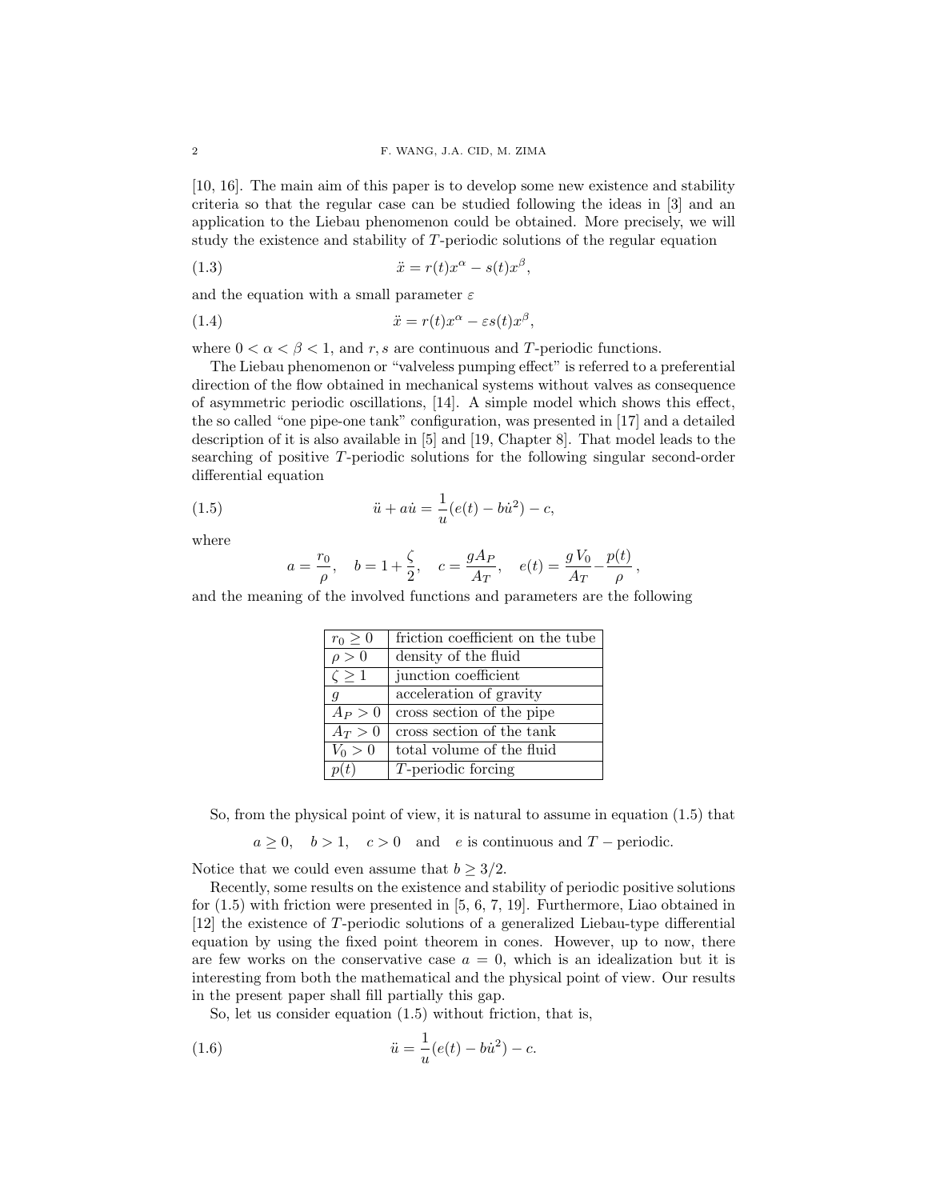[10, 16]. The main aim of this paper is to develop some new existence and stability criteria so that the regular case can be studied following the ideas in [3] and an application to the Liebau phenomenon could be obtained. More precisely, we will study the existence and stability of $T$-periodic solutions of the regular equation

$$\ddot{x} = r(t)x^{\alpha} - s(t)x^{\beta}, \tag{1.3}$$

and the equation with a small parameter $\varepsilon$

$$\ddot{x} = r(t)x^{\alpha} - \varepsilon s(t)x^{\beta}, \tag{1.4}$$

where $0 < \alpha < \beta < 1$, and $r, s$ are continuous and $T$-periodic functions.

The Liebau phenomenon or "valveless pumping effect" is referred to a preferential direction of the flow obtained in mechanical systems without valves as consequence of asymmetric periodic oscillations, [14]. A simple model which shows this effect, the so called "one pipe-one tank" configuration, was presented in [17] and a detailed description of it is also available in [5] and [19, Chapter 8]. That model leads to the searching of positive $T$-periodic solutions for the following singular second-order differential equation

$$\ddot{u} + a\dot{u} = \frac{1}{u}(e(t) - b\dot{u}^2) - c, \tag{1.5}$$

where

$$a = \frac{r_0}{\rho}, \quad b = 1 + \frac{\zeta}{2}, \quad c = \frac{gA_P}{A_T}, \quad e(t) = \frac{g\,V_0}{A_T} - \frac{p(t)}{\rho},$$

and the meaning of the involved functions and parameters are the following

| | |
|---|---|
| $r_0 \geq 0$ | friction coefficient on the tube |
| $\rho > 0$ | density of the fluid |
| $\zeta \geq 1$ | junction coefficient |
| $g$ | acceleration of gravity |
| $A_P > 0$ | cross section of the pipe |
| $A_T > 0$ | cross section of the tank |
| $V_0 > 0$ | total volume of the fluid |
| $p(t)$ | $T$-periodic forcing |

So, from the physical point of view, it is natural to assume in equation (1.5) that

$$a \geq 0, \quad b > 1, \quad c > 0 \quad \text{and} \quad e \text{ is continuous and } T-\text{periodic}.$$

Notice that we could even assume that $b \geq 3/2$.

Recently, some results on the existence and stability of periodic positive solutions for (1.5) with friction were presented in [5, 6, 7, 19]. Furthermore, Liao obtained in [12] the existence of $T$-periodic solutions of a generalized Liebau-type differential equation by using the fixed point theorem in cones. However, up to now, there are few works on the conservative case $a = 0$, which is an idealization but it is interesting from both the mathematical and the physical point of view. Our results in the present paper shall fill partially this gap.

So, let us consider equation (1.5) without friction, that is,

$$\ddot{u} = \frac{1}{u}(e(t) - b\dot{u}^2) - c. \tag{1.6}$$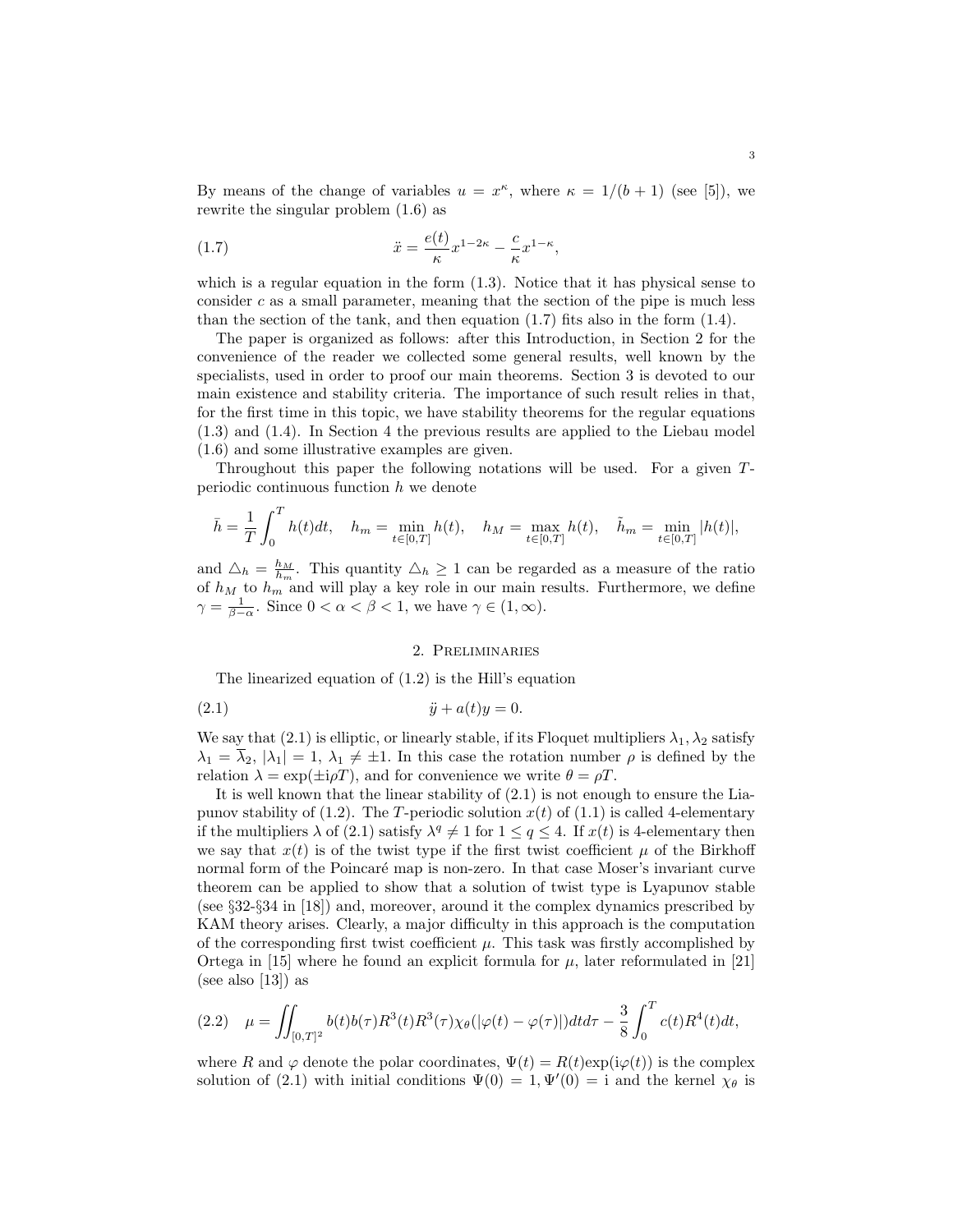By means of the change of variables $u = x^\kappa$, where $\kappa = 1/(b+1)$ (see [5]), we rewrite the singular problem (1.6) as

$$\ddot{x} = \frac{e(t)}{\kappa} x^{1-2\kappa} - \frac{c}{\kappa} x^{1-\kappa}, \tag{1.7}$$

which is a regular equation in the form (1.3). Notice that it has physical sense to consider $c$ as a small parameter, meaning that the section of the pipe is much less than the section of the tank, and then equation (1.7) fits also in the form (1.4).

The paper is organized as follows: after this Introduction, in Section 2 for the convenience of the reader we collected some general results, well known by the specialists, used in order to proof our main theorems. Section 3 is devoted to our main existence and stability criteria. The importance of such result relies in that, for the first time in this topic, we have stability theorems for the regular equations (1.3) and (1.4). In Section 4 the previous results are applied to the Liebau model (1.6) and some illustrative examples are given.

Throughout this paper the following notations will be used. For a given $T$-periodic continuous function $h$ we denote

$$\bar{h} = \frac{1}{T}\int_0^T h(t)dt, \quad h_m = \min_{t\in[0,T]} h(t), \quad h_M = \max_{t\in[0,T]} h(t), \quad \tilde{h}_m = \min_{t\in[0,T]} |h(t)|,$$

and $\triangle_h = \frac{h_M}{h_m}$. This quantity $\triangle_h \geq 1$ can be regarded as a measure of the ratio of $h_M$ to $h_m$ and will play a key role in our main results. Furthermore, we define $\gamma = \frac{1}{\beta - \alpha}$. Since $0 < \alpha < \beta < 1$, we have $\gamma \in (1, \infty)$.

## 2. Preliminaries

The linearized equation of (1.2) is the Hill's equation

$$\ddot{y} + a(t)y = 0. \tag{2.1}$$

We say that (2.1) is elliptic, or linearly stable, if its Floquet multipliers $\lambda_1, \lambda_2$ satisfy $\lambda_1 = \overline{\lambda}_2$, $|\lambda_1| = 1$, $\lambda_1 \neq \pm 1$. In this case the rotation number $\rho$ is defined by the relation $\lambda = \exp(\pm \mathrm{i}\rho T)$, and for convenience we write $\theta = \rho T$.

It is well known that the linear stability of (2.1) is not enough to ensure the Liapunov stability of (1.2). The $T$-periodic solution $x(t)$ of (1.1) is called 4-elementary if the multipliers $\lambda$ of (2.1) satisfy $\lambda^q \neq 1$ for $1 \leq q \leq 4$. If $x(t)$ is 4-elementary then we say that $x(t)$ is of the twist type if the first twist coefficient $\mu$ of the Birkhoff normal form of the Poincaré map is non-zero. In that case Moser's invariant curve theorem can be applied to show that a solution of twist type is Lyapunov stable (see §32-§34 in [18]) and, moreover, around it the complex dynamics prescribed by KAM theory arises. Clearly, a major difficulty in this approach is the computation of the corresponding first twist coefficient $\mu$. This task was firstly accomplished by Ortega in [15] where he found an explicit formula for $\mu$, later reformulated in [21] (see also [13]) as

$$\mu = \iint_{[0,T]^2} b(t)b(\tau)R^3(t)R^3(\tau)\chi_\theta(|\varphi(t) - \varphi(\tau)|)dtd\tau - \frac{3}{8}\int_0^T c(t)R^4(t)dt, \tag{2.2}$$

where $R$ and $\varphi$ denote the polar coordinates, $\Psi(t) = R(t)\exp(\mathrm{i}\varphi(t))$ is the complex solution of (2.1) with initial conditions $\Psi(0) = 1, \Psi'(0) = \mathrm{i}$ and the kernel $\chi_\theta$ is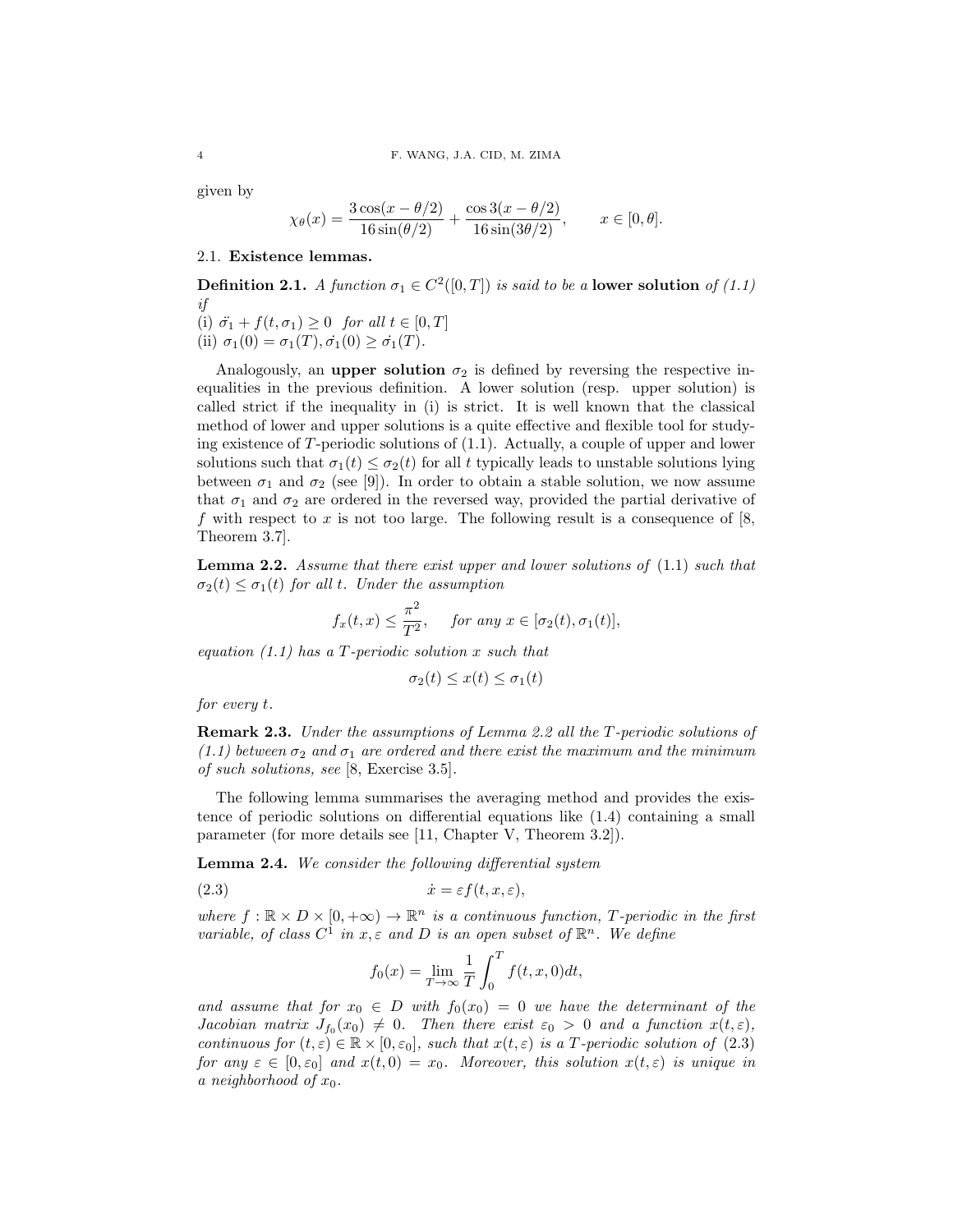given by

$$\chi_\theta(x) = \frac{3\cos(x-\theta/2)}{16\sin(\theta/2)} + \frac{\cos 3(x-\theta/2)}{16\sin(3\theta/2)}, \qquad x \in [0,\theta].$$

### 2.1. Existence lemmas.

**Definition 2.1.** *A function $\sigma_1 \in C^2([0,T])$ is said to be a* **lower solution** *of (1.1) if*
(i) $\ddot{\sigma_1} + f(t,\sigma_1) \geq 0$ *for all* $t \in [0,T]$
(ii) $\sigma_1(0) = \sigma_1(T), \dot{\sigma_1}(0) \geq \dot{\sigma_1}(T)$.

Analogously, an **upper solution** $\sigma_2$ is defined by reversing the respective inequalities in the previous definition. A lower solution (resp. upper solution) is called strict if the inequality in (i) is strict. It is well known that the classical method of lower and upper solutions is a quite effective and flexible tool for studying existence of $T$-periodic solutions of (1.1). Actually, a couple of upper and lower solutions such that $\sigma_1(t) \leq \sigma_2(t)$ for all $t$ typically leads to unstable solutions lying between $\sigma_1$ and $\sigma_2$ (see [9]). In order to obtain a stable solution, we now assume that $\sigma_1$ and $\sigma_2$ are ordered in the reversed way, provided the partial derivative of $f$ with respect to $x$ is not too large. The following result is a consequence of [8, Theorem 3.7].

**Lemma 2.2.** *Assume that there exist upper and lower solutions of* (1.1) *such that $\sigma_2(t) \leq \sigma_1(t)$ for all $t$. Under the assumption*

$$f_x(t,x) \leq \frac{\pi^2}{T^2}, \quad \text{for any } x \in [\sigma_2(t), \sigma_1(t)],$$

*equation (1.1) has a $T$-periodic solution $x$ such that*

$$\sigma_2(t) \leq x(t) \leq \sigma_1(t)$$

*for every $t$.*

**Remark 2.3.** *Under the assumptions of Lemma 2.2 all the $T$-periodic solutions of (1.1) between $\sigma_2$ and $\sigma_1$ are ordered and there exist the maximum and the minimum of such solutions, see* [8, Exercise 3.5].

The following lemma summarises the averaging method and provides the existence of periodic solutions on differential equations like (1.4) containing a small parameter (for more details see [11, Chapter V, Theorem 3.2]).

**Lemma 2.4.** *We consider the following differential system*

$$\dot{x} = \varepsilon f(t,x,\varepsilon), \tag{2.3}$$

*where $f : \mathbb{R} \times D \times [0,+\infty) \to \mathbb{R}^n$ is a continuous function, $T$-periodic in the first variable, of class $C^1$ in $x,\varepsilon$ and $D$ is an open subset of $\mathbb{R}^n$. We define*

$$f_0(x) = \lim_{T\to\infty} \frac{1}{T}\int_0^T f(t,x,0)dt,$$

*and assume that for $x_0 \in D$ with $f_0(x_0) = 0$ we have the determinant of the Jacobian matrix $J_{f_0}(x_0) \neq 0$. Then there exist $\varepsilon_0 > 0$ and a function $x(t,\varepsilon)$, continuous for $(t,\varepsilon) \in \mathbb{R} \times [0,\varepsilon_0]$, such that $x(t,\varepsilon)$ is a $T$-periodic solution of* (2.3) *for any $\varepsilon \in [0,\varepsilon_0]$ and $x(t,0) = x_0$. Moreover, this solution $x(t,\varepsilon)$ is unique in a neighborhood of $x_0$.*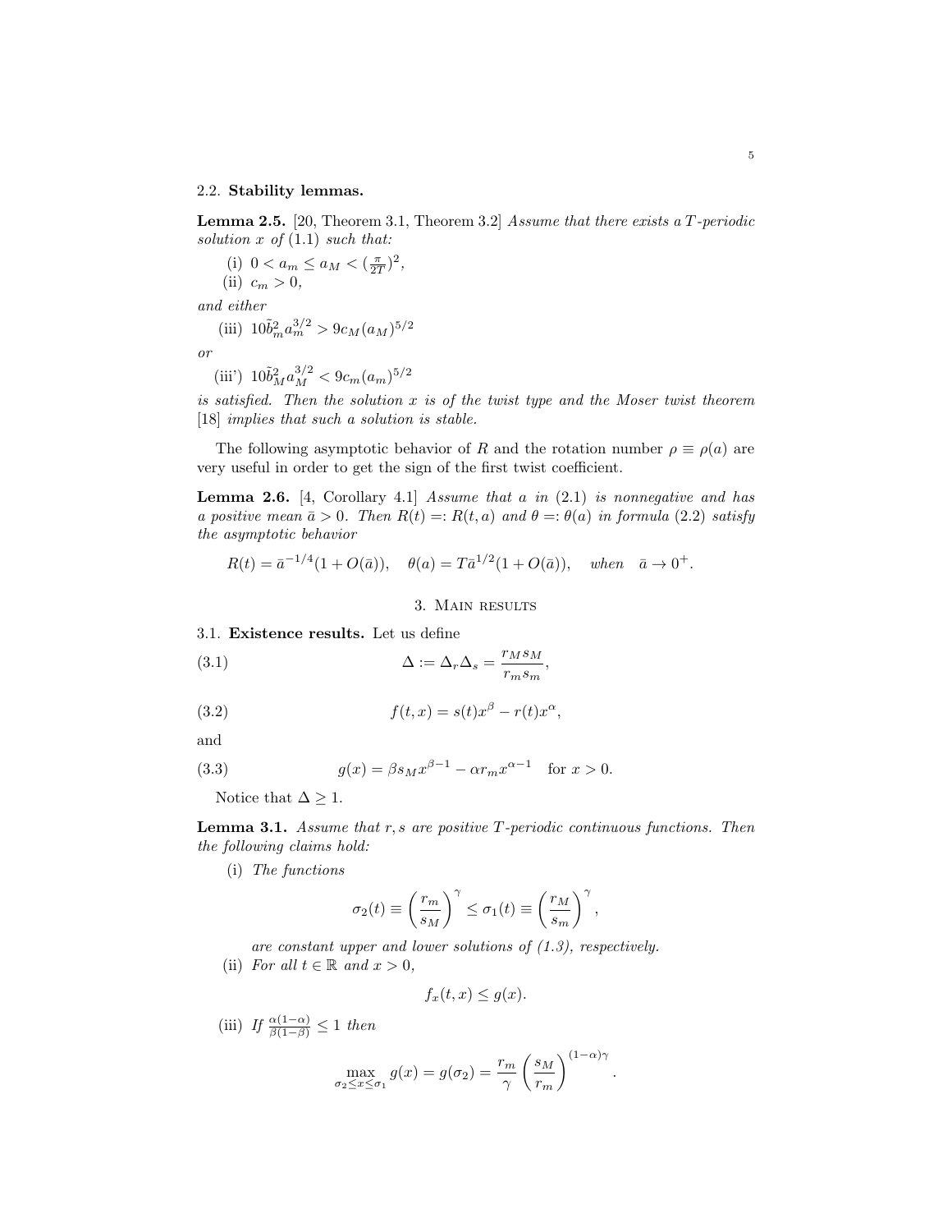### 2.2. **Stability lemmas.**

**Lemma 2.5.** [20, Theorem 3.1, Theorem 3.2] *Assume that there exists a $T$-periodic solution $x$ of (1.1) such that:*

(i) $0 < a_m \le a_M < (\frac{\pi}{2T})^2$,

(ii) $c_m > 0$,

*and either*

(iii) $10\tilde{b}_m^2 a_m^{3/2} > 9c_M(a_M)^{5/2}$

*or*

(iii') $10\tilde{b}_M^2 a_M^{3/2} < 9c_m(a_m)^{5/2}$

*is satisfied. Then the solution $x$ is of the twist type and the Moser twist theorem [18] implies that such a solution is stable.*

The following asymptotic behavior of $R$ and the rotation number $\rho \equiv \rho(a)$ are very useful in order to get the sign of the first twist coefficient.

**Lemma 2.6.** [4, Corollary 4.1] *Assume that $a$ in (2.1) is nonnegative and has a positive mean $\bar{a} > 0$. Then $R(t) =: R(t, a)$ and $\theta =: \theta(a)$ in formula (2.2) satisfy the asymptotic behavior*

$$R(t) = \bar{a}^{-1/4}(1 + O(\bar{a})), \quad \theta(a) = T\bar{a}^{1/2}(1 + O(\bar{a})), \quad \text{when} \quad \bar{a} \to 0^+.$$

## 3. Main results

### 3.1. **Existence results.** Let us define

$$\Delta := \Delta_r \Delta_s = \frac{r_M s_M}{r_m s_m}, \tag{3.1}$$

$$f(t, x) = s(t)x^\beta - r(t)x^\alpha, \tag{3.2}$$

and

$$g(x) = \beta s_M x^{\beta-1} - \alpha r_m x^{\alpha-1} \quad \text{for } x > 0. \tag{3.3}$$

Notice that $\Delta \ge 1$.

**Lemma 3.1.** *Assume that $r, s$ are positive $T$-periodic continuous functions. Then the following claims hold:*

(i) *The functions*

$$\sigma_2(t) \equiv \left(\frac{r_m}{s_M}\right)^\gamma \le \sigma_1(t) \equiv \left(\frac{r_M}{s_m}\right)^\gamma,$$

*are constant upper and lower solutions of (1.3), respectively.*

(ii) *For all $t \in \mathbb{R}$ and $x > 0$,*

$$f_x(t, x) \le g(x).$$

(iii) *If $\frac{\alpha(1-\alpha)}{\beta(1-\beta)} \le 1$ then*

$$\max_{\sigma_2 \le x \le \sigma_1} g(x) = g(\sigma_2) = \frac{r_m}{\gamma}\left(\frac{s_M}{r_m}\right)^{(1-\alpha)\gamma}.$$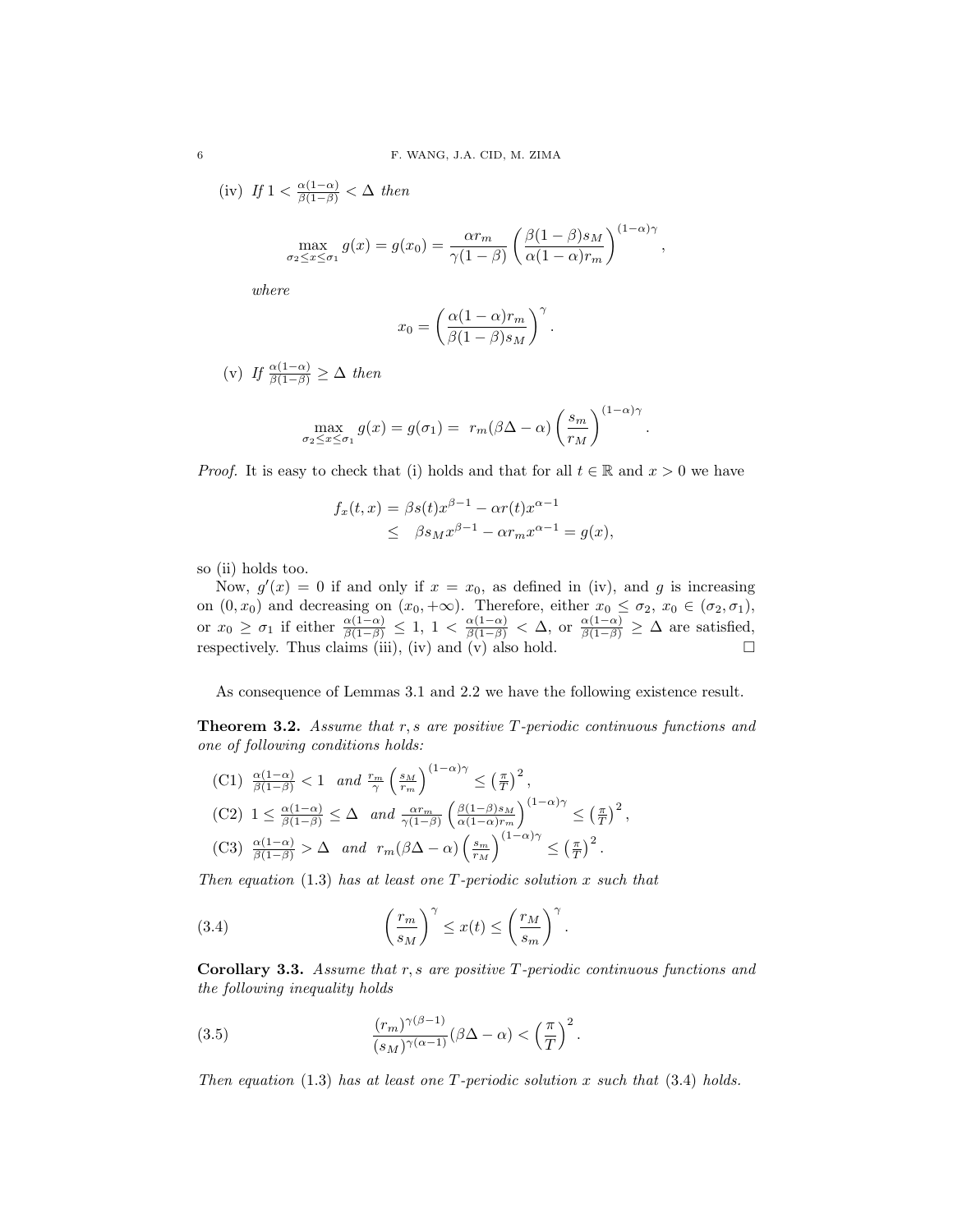(iv) *If* $1 < \frac{\alpha(1-\alpha)}{\beta(1-\beta)} < \Delta$ *then*

$$\max_{\sigma_2 \le x \le \sigma_1} g(x) = g(x_0) = \frac{\alpha r_m}{\gamma(1-\beta)} \left( \frac{\beta(1-\beta)s_M}{\alpha(1-\alpha)r_m} \right)^{(1-\alpha)\gamma},$$

*where*

$$x_0 = \left( \frac{\alpha(1-\alpha)r_m}{\beta(1-\beta)s_M} \right)^{\gamma}.$$

(v) *If* $\frac{\alpha(1-\alpha)}{\beta(1-\beta)} \ge \Delta$ *then*

$$\max_{\sigma_2 \le x \le \sigma_1} g(x) = g(\sigma_1) = \ r_m(\beta\Delta - \alpha) \left( \frac{s_m}{r_M} \right)^{(1-\alpha)\gamma}.$$

*Proof.* It is easy to check that (i) holds and that for all $t \in \mathbb{R}$ and $x > 0$ we have

$$\begin{aligned} f_x(t,x) &= \beta s(t) x^{\beta-1} - \alpha r(t) x^{\alpha-1} \\ &\le \ \ \beta s_M x^{\beta-1} - \alpha r_m x^{\alpha-1} = g(x), \end{aligned}$$

so (ii) holds too.

Now, $g'(x) = 0$ if and only if $x = x_0$, as defined in (iv), and $g$ is increasing on $(0, x_0)$ and decreasing on $(x_0, +\infty)$. Therefore, either $x_0 \le \sigma_2$, $x_0 \in (\sigma_2, \sigma_1)$, or $x_0 \ge \sigma_1$ if either $\frac{\alpha(1-\alpha)}{\beta(1-\beta)} \le 1$, $1 < \frac{\alpha(1-\alpha)}{\beta(1-\beta)} < \Delta$, or $\frac{\alpha(1-\alpha)}{\beta(1-\beta)} \ge \Delta$ are satisfied, respectively. Thus claims (iii), (iv) and (v) also hold. $\square$

As consequence of Lemmas 3.1 and 2.2 we have the following existence result.

**Theorem 3.2.** *Assume that* $r, s$ *are positive* $T$*-periodic continuous functions and one of following conditions holds:*

(C1) $\frac{\alpha(1-\alpha)}{\beta(1-\beta)} < 1$ *and* $\frac{r_m}{\gamma} \left( \frac{s_M}{r_m} \right)^{(1-\alpha)\gamma} \le \left( \frac{\pi}{T} \right)^2$,

(C2) $1 \le \frac{\alpha(1-\alpha)}{\beta(1-\beta)} \le \Delta$ *and* $\frac{\alpha r_m}{\gamma(1-\beta)} \left( \frac{\beta(1-\beta)s_M}{\alpha(1-\alpha)r_m} \right)^{(1-\alpha)\gamma} \le \left( \frac{\pi}{T} \right)^2$,

(C3) $\frac{\alpha(1-\alpha)}{\beta(1-\beta)} > \Delta$ *and* $r_m(\beta\Delta - \alpha) \left( \frac{s_m}{r_M} \right)^{(1-\alpha)\gamma} \le \left( \frac{\pi}{T} \right)^2$.

*Then equation* (1.3) *has at least one* $T$*-periodic solution* $x$ *such that*

$$\left( \frac{r_m}{s_M} \right)^{\gamma} \le x(t) \le \left( \frac{r_M}{s_m} \right)^{\gamma}. \tag{3.4}$$

**Corollary 3.3.** *Assume that* $r, s$ *are positive* $T$*-periodic continuous functions and the following inequality holds*

$$\frac{(r_m)^{\gamma(\beta-1)}}{(s_M)^{\gamma(\alpha-1)}} (\beta\Delta - \alpha) < \left( \frac{\pi}{T} \right)^2. \tag{3.5}$$

*Then equation* (1.3) *has at least one* $T$*-periodic solution* $x$ *such that* (3.4) *holds.*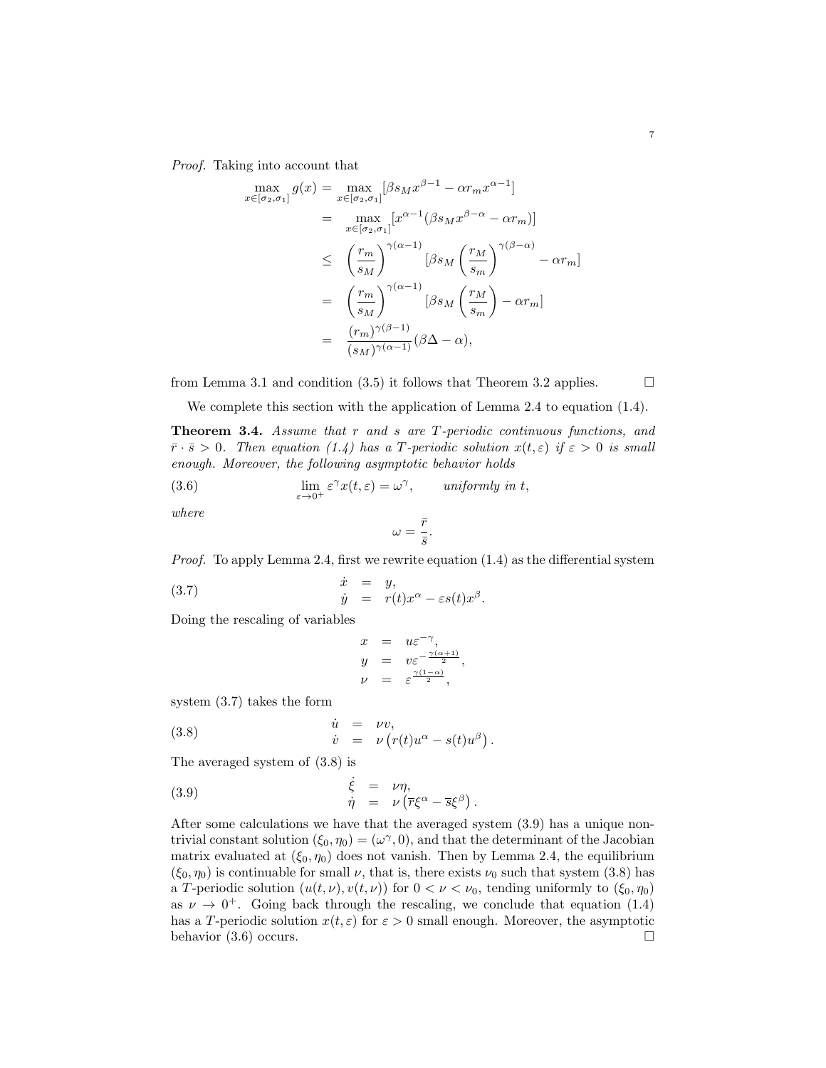*Proof.* Taking into account that

$$
\begin{aligned}
\max_{x\in[\sigma_2,\sigma_1]} g(x) &= \max_{x\in[\sigma_2,\sigma_1]}[\beta s_M x^{\beta-1} - \alpha r_m x^{\alpha-1}] \\
&= \max_{x\in[\sigma_2,\sigma_1]}[x^{\alpha-1}(\beta s_M x^{\beta-\alpha} - \alpha r_m)] \\
&\leq \left(\frac{r_m}{s_M}\right)^{\gamma(\alpha-1)} \left[\beta s_M \left(\frac{r_M}{s_m}\right)^{\gamma(\beta-\alpha)} - \alpha r_m\right] \\
&= \left(\frac{r_m}{s_M}\right)^{\gamma(\alpha-1)} \left[\beta s_M \left(\frac{r_M}{s_m}\right) - \alpha r_m\right] \\
&= \frac{(r_m)^{\gamma(\beta-1)}}{(s_M)^{\gamma(\alpha-1)}}(\beta\Delta - \alpha),
\end{aligned}
$$

from Lemma 3.1 and condition (3.5) it follows that Theorem 3.2 applies. $\square$

We complete this section with the application of Lemma 2.4 to equation (1.4).

**Theorem 3.4.** *Assume that $r$ and $s$ are $T$-periodic continuous functions, and $\bar{r}\cdot\bar{s} > 0$. Then equation (1.4) has a $T$-periodic solution $x(t,\varepsilon)$ if $\varepsilon > 0$ is small enough. Moreover, the following asymptotic behavior holds*

$$
\lim_{\varepsilon\to 0^+} \varepsilon^\gamma x(t,\varepsilon) = \omega^\gamma, \qquad \textit{uniformly in } t, \tag{3.6}
$$

*where*

$$
\omega = \frac{\bar{r}}{\bar{s}}.
$$

*Proof.* To apply Lemma 2.4, first we rewrite equation (1.4) as the differential system

$$
\begin{aligned}
\dot{x} &= y, \\
\dot{y} &= r(t)x^\alpha - \varepsilon s(t)x^\beta.
\end{aligned} \tag{3.7}
$$

Doing the rescaling of variables

$$
\begin{aligned}
x &= u\varepsilon^{-\gamma}, \\
y &= v\varepsilon^{-\frac{\gamma(\alpha+1)}{2}}, \\
\nu &= \varepsilon^{\frac{\gamma(1-\alpha)}{2}},
\end{aligned}
$$

system (3.7) takes the form

$$
\begin{aligned}
\dot{u} &= \nu v, \\
\dot{v} &= \nu\left(r(t)u^\alpha - s(t)u^\beta\right).
\end{aligned} \tag{3.8}
$$

The averaged system of (3.8) is

$$
\begin{aligned}
\dot{\xi} &= \nu\eta, \\
\dot{\eta} &= \nu\left(\overline{r}\xi^\alpha - \overline{s}\xi^\beta\right).
\end{aligned} \tag{3.9}
$$

After some calculations we have that the averaged system (3.9) has a unique nontrivial constant solution $(\xi_0,\eta_0) = (\omega^\gamma, 0)$, and that the determinant of the Jacobian matrix evaluated at $(\xi_0,\eta_0)$ does not vanish. Then by Lemma 2.4, the equilibrium $(\xi_0,\eta_0)$ is continuable for small $\nu$, that is, there exists $\nu_0$ such that system (3.8) has a $T$-periodic solution $(u(t,\nu), v(t,\nu))$ for $0 < \nu < \nu_0$, tending uniformly to $(\xi_0,\eta_0)$ as $\nu \to 0^+$. Going back through the rescaling, we conclude that equation (1.4) has a $T$-periodic solution $x(t,\varepsilon)$ for $\varepsilon > 0$ small enough. Moreover, the asymptotic behavior (3.6) occurs. $\square$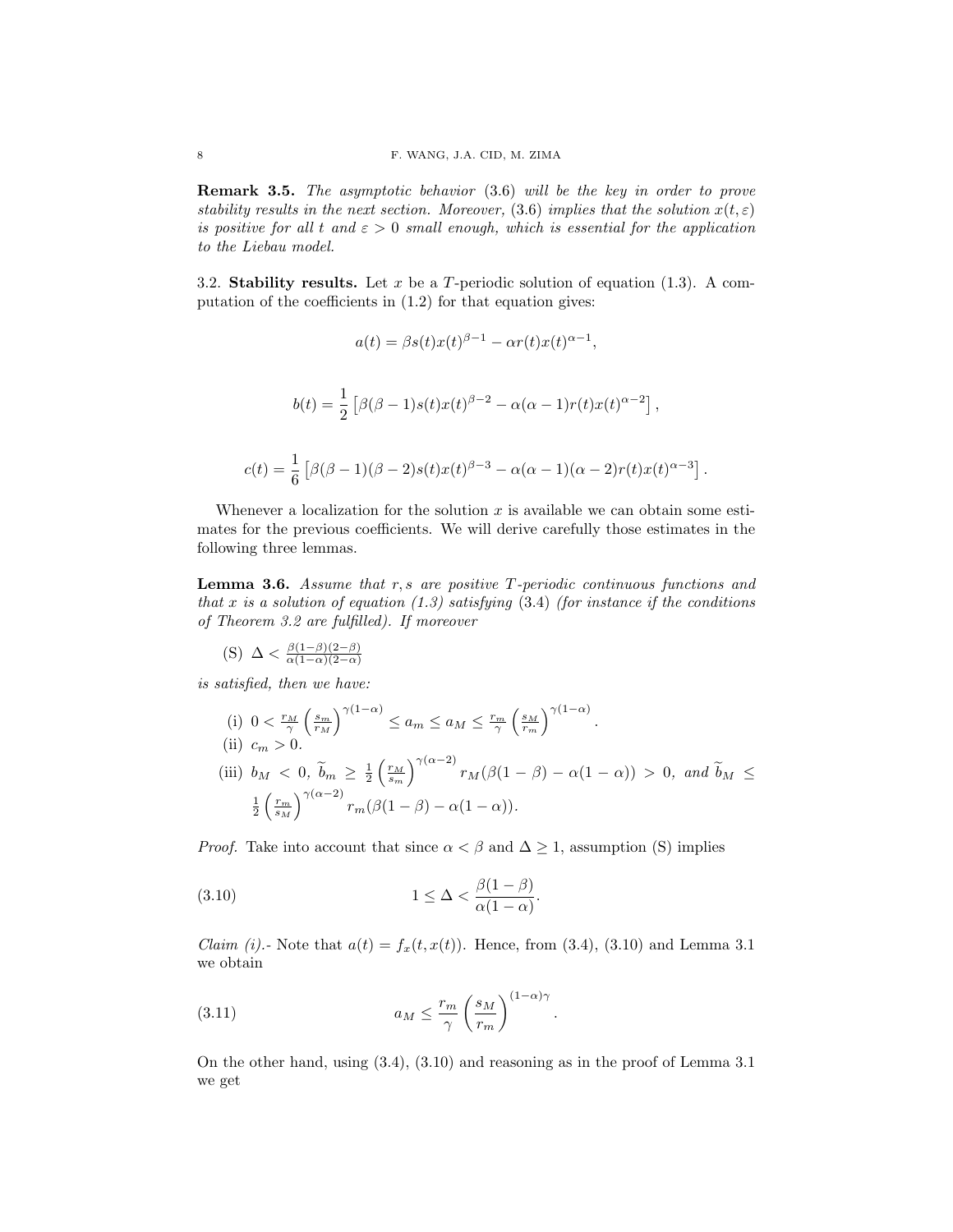**Remark 3.5.** *The asymptotic behavior* (3.6) *will be the key in order to prove stability results in the next section. Moreover,* (3.6) *implies that the solution* $x(t, \varepsilon)$ *is positive for all* $t$ *and* $\varepsilon > 0$ *small enough, which is essential for the application to the Liebau model.*

3.2. **Stability results.** Let $x$ be a $T$-periodic solution of equation (1.3). A computation of the coefficients in (1.2) for that equation gives:

$$a(t) = \beta s(t)x(t)^{\beta-1} - \alpha r(t)x(t)^{\alpha-1},$$

$$b(t) = \frac{1}{2}\left[\beta(\beta-1)s(t)x(t)^{\beta-2} - \alpha(\alpha-1)r(t)x(t)^{\alpha-2}\right],$$

$$c(t) = \frac{1}{6}\left[\beta(\beta-1)(\beta-2)s(t)x(t)^{\beta-3} - \alpha(\alpha-1)(\alpha-2)r(t)x(t)^{\alpha-3}\right].$$

Whenever a localization for the solution $x$ is available we can obtain some estimates for the previous coefficients. We will derive carefully those estimates in the following three lemmas.

**Lemma 3.6.** *Assume that* $r, s$ *are positive* $T$*-periodic continuous functions and that* $x$ *is a solution of equation (1.3) satisfying* (3.4) *(for instance if the conditions of Theorem 3.2 are fulfilled). If moreover*

(S) $\Delta < \frac{\beta(1-\beta)(2-\beta)}{\alpha(1-\alpha)(2-\alpha)}$

*is satisfied, then we have:*

(i) $0 < \frac{r_M}{\gamma}\left(\frac{s_m}{r_M}\right)^{\gamma(1-\alpha)} \leq a_m \leq a_M \leq \frac{r_m}{\gamma}\left(\frac{s_M}{r_m}\right)^{\gamma(1-\alpha)}$.

(ii) $c_m > 0$.

(iii) $b_M < 0$, $\widetilde{b}_m \geq \frac{1}{2}\left(\frac{r_M}{s_m}\right)^{\gamma(\alpha-2)} r_M(\beta(1-\beta) - \alpha(1-\alpha)) > 0$, *and* $\widetilde{b}_M \leq \frac{1}{2}\left(\frac{r_m}{s_M}\right)^{\gamma(\alpha-2)} r_m(\beta(1-\beta) - \alpha(1-\alpha))$.

*Proof.* Take into account that since $\alpha < \beta$ and $\Delta \geq 1$, assumption (S) implies

$$1 \leq \Delta < \frac{\beta(1-\beta)}{\alpha(1-\alpha)}. \tag{3.10}$$

*Claim (i).-* Note that $a(t) = f_x(t, x(t))$. Hence, from (3.4), (3.10) and Lemma 3.1 we obtain

$$a_M \leq \frac{r_m}{\gamma}\left(\frac{s_M}{r_m}\right)^{(1-\alpha)\gamma}. \tag{3.11}$$

On the other hand, using (3.4), (3.10) and reasoning as in the proof of Lemma 3.1 we get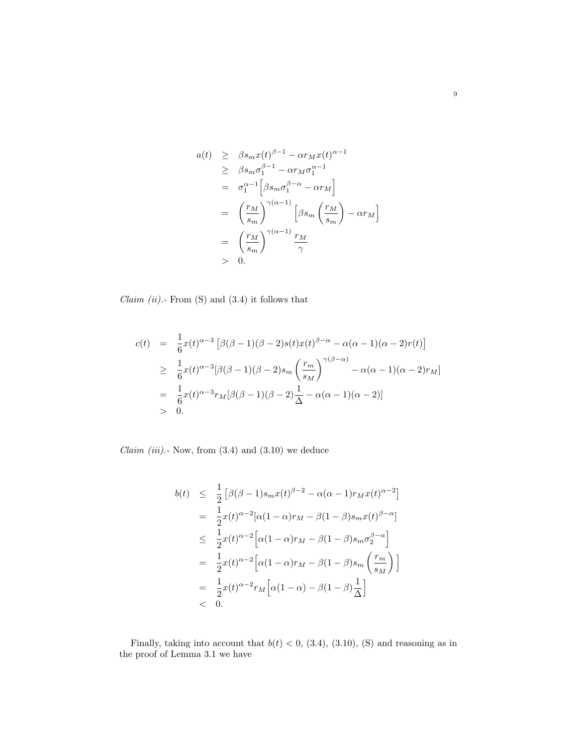$$
\begin{aligned}
a(t) &\geq \beta s_m x(t)^{\beta-1} - \alpha r_M x(t)^{\alpha-1} \\
&\geq \beta s_m \sigma_1^{\beta-1} - \alpha r_M \sigma_1^{\alpha-1} \\
&= \sigma_1^{\alpha-1}\Big[\beta s_m \sigma_1^{\beta-\alpha} - \alpha r_M\Big] \\
&= \left(\frac{r_M}{s_m}\right)^{\gamma(\alpha-1)}\Big[\beta s_m \left(\frac{r_M}{s_m}\right) - \alpha r_M\Big] \\
&= \left(\frac{r_M}{s_m}\right)^{\gamma(\alpha-1)}\frac{r_M}{\gamma} \\
&> 0.
\end{aligned}
$$

*Claim (ii).-* From (S) and (3.4) it follows that

$$
\begin{aligned}
c(t) &= \frac{1}{6}x(t)^{\alpha-3}\left[\beta(\beta-1)(\beta-2)s(t)x(t)^{\beta-\alpha} - \alpha(\alpha-1)(\alpha-2)r(t)\right] \\
&\geq \frac{1}{6}x(t)^{\alpha-3}[\beta(\beta-1)(\beta-2)s_m\left(\frac{r_m}{s_M}\right)^{\gamma(\beta-\alpha)} - \alpha(\alpha-1)(\alpha-2)r_M] \\
&= \frac{1}{6}x(t)^{\alpha-3}r_M[\beta(\beta-1)(\beta-2)\frac{1}{\Delta} - \alpha(\alpha-1)(\alpha-2)] \\
&> 0.
\end{aligned}
$$

*Claim (iii).-* Now, from (3.4) and (3.10) we deduce

$$
\begin{aligned}
b(t) &\leq \frac{1}{2}\left[\beta(\beta-1)s_m x(t)^{\beta-2} - \alpha(\alpha-1)r_M x(t)^{\alpha-2}\right] \\
&= \frac{1}{2}x(t)^{\alpha-2}[\alpha(1-\alpha)r_M - \beta(1-\beta)s_m x(t)^{\beta-\alpha}] \\
&\leq \frac{1}{2}x(t)^{\alpha-2}\Big[\alpha(1-\alpha)r_M - \beta(1-\beta)s_m\sigma_2^{\beta-\alpha}\Big] \\
&= \frac{1}{2}x(t)^{\alpha-2}\Big[\alpha(1-\alpha)r_M - \beta(1-\beta)s_m\left(\frac{r_m}{s_M}\right)\Big] \\
&= \frac{1}{2}x(t)^{\alpha-2}r_M\Big[\alpha(1-\alpha) - \beta(1-\beta)\frac{1}{\Delta}\Big] \\
&< 0.
\end{aligned}
$$

Finally, taking into account that $b(t) < 0$, (3.4), (3.10), (S) and reasoning as in the proof of Lemma 3.1 we have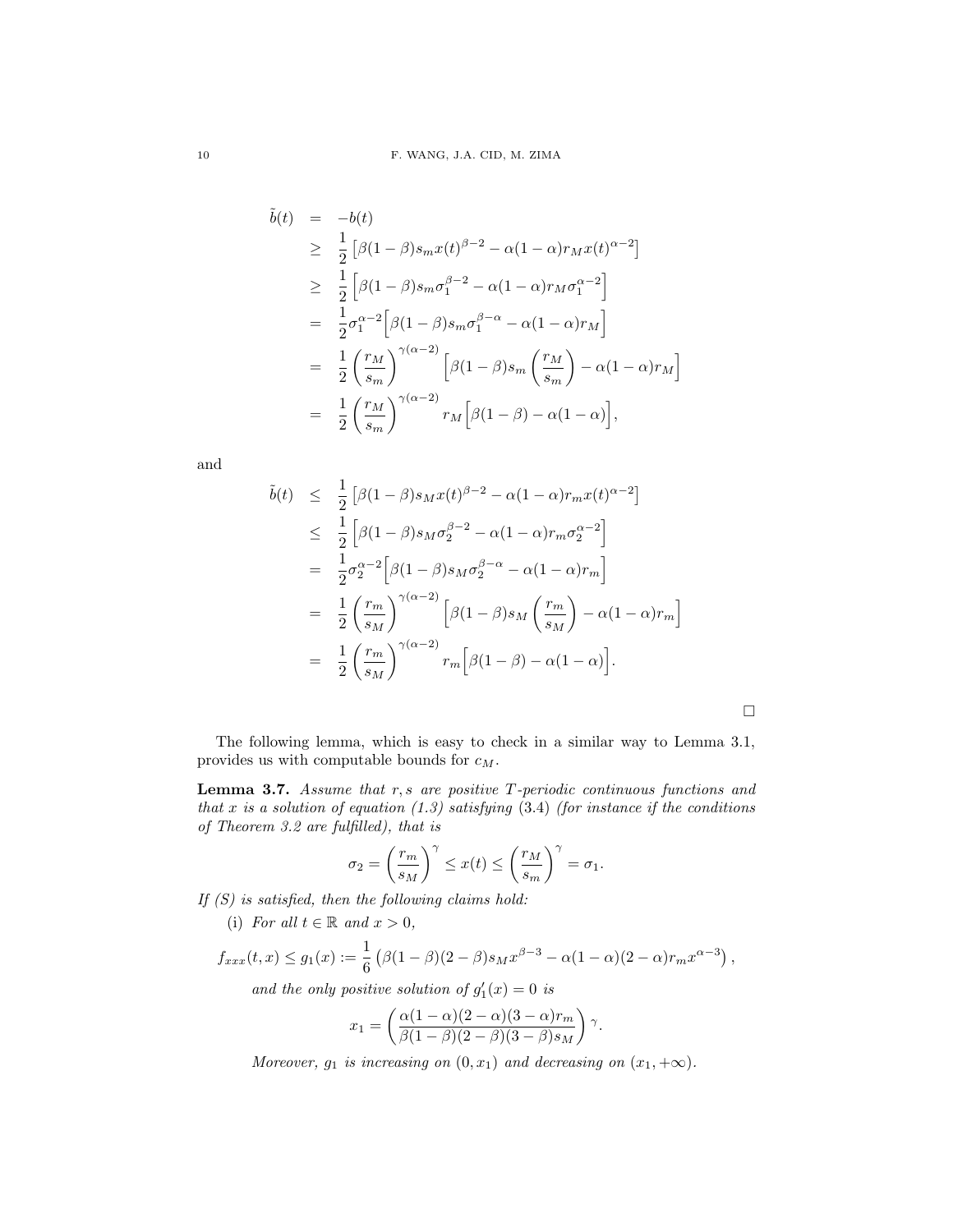$$
\begin{aligned}
\tilde{b}(t) &= -b(t) \\
&\geq \frac{1}{2}\left[\beta(1-\beta)s_m x(t)^{\beta-2} - \alpha(1-\alpha)r_M x(t)^{\alpha-2}\right] \\
&\geq \frac{1}{2}\left[\beta(1-\beta)s_m \sigma_1^{\beta-2} - \alpha(1-\alpha)r_M \sigma_1^{\alpha-2}\right] \\
&= \frac{1}{2}\sigma_1^{\alpha-2}\Big[\beta(1-\beta)s_m \sigma_1^{\beta-\alpha} - \alpha(1-\alpha)r_M\Big] \\
&= \frac{1}{2}\left(\frac{r_M}{s_m}\right)^{\gamma(\alpha-2)}\left[\beta(1-\beta)s_m\left(\frac{r_M}{s_m}\right) - \alpha(1-\alpha)r_M\right] \\
&= \frac{1}{2}\left(\frac{r_M}{s_m}\right)^{\gamma(\alpha-2)} r_M\Big[\beta(1-\beta) - \alpha(1-\alpha)\Big],
\end{aligned}
$$

and

$$
\begin{aligned}
\tilde{b}(t) &\leq \frac{1}{2}\left[\beta(1-\beta)s_M x(t)^{\beta-2} - \alpha(1-\alpha)r_m x(t)^{\alpha-2}\right] \\
&\leq \frac{1}{2}\left[\beta(1-\beta)s_M \sigma_2^{\beta-2} - \alpha(1-\alpha)r_m \sigma_2^{\alpha-2}\right] \\
&= \frac{1}{2}\sigma_2^{\alpha-2}\Big[\beta(1-\beta)s_M \sigma_2^{\beta-\alpha} - \alpha(1-\alpha)r_m\Big] \\
&= \frac{1}{2}\left(\frac{r_m}{s_M}\right)^{\gamma(\alpha-2)}\left[\beta(1-\beta)s_M\left(\frac{r_m}{s_M}\right) - \alpha(1-\alpha)r_m\right] \\
&= \frac{1}{2}\left(\frac{r_m}{s_M}\right)^{\gamma(\alpha-2)} r_m\Big[\beta(1-\beta) - \alpha(1-\alpha)\Big].
\end{aligned}
$$

□

The following lemma, which is easy to check in a similar way to Lemma 3.1, provides us with computable bounds for $c_M$.

**Lemma 3.7.** *Assume that $r, s$ are positive $T$-periodic continuous functions and that $x$ is a solution of equation (1.3) satisfying* (3.4) *(for instance if the conditions of Theorem 3.2 are fulfilled), that is*

$$
\sigma_2 = \left(\frac{r_m}{s_M}\right)^{\gamma} \leq x(t) \leq \left(\frac{r_M}{s_m}\right)^{\gamma} = \sigma_1.
$$

*If (S) is satisfied, then the following claims hold:*

(i) *For all $t \in \mathbb{R}$ and $x > 0$,*

$$
f_{xxx}(t,x) \leq g_1(x) := \frac{1}{6}\left(\beta(1-\beta)(2-\beta)s_M x^{\beta-3} - \alpha(1-\alpha)(2-\alpha)r_m x^{\alpha-3}\right),
$$

*and the only positive solution of $g_1'(x) = 0$ is*

$$
x_1 = \left(\frac{\alpha(1-\alpha)(2-\alpha)(3-\alpha)r_m}{\beta(1-\beta)(2-\beta)(3-\beta)s_M}\right)\gamma.
$$

*Moreover, $g_1$ is increasing on $(0, x_1)$ and decreasing on $(x_1, +\infty)$.*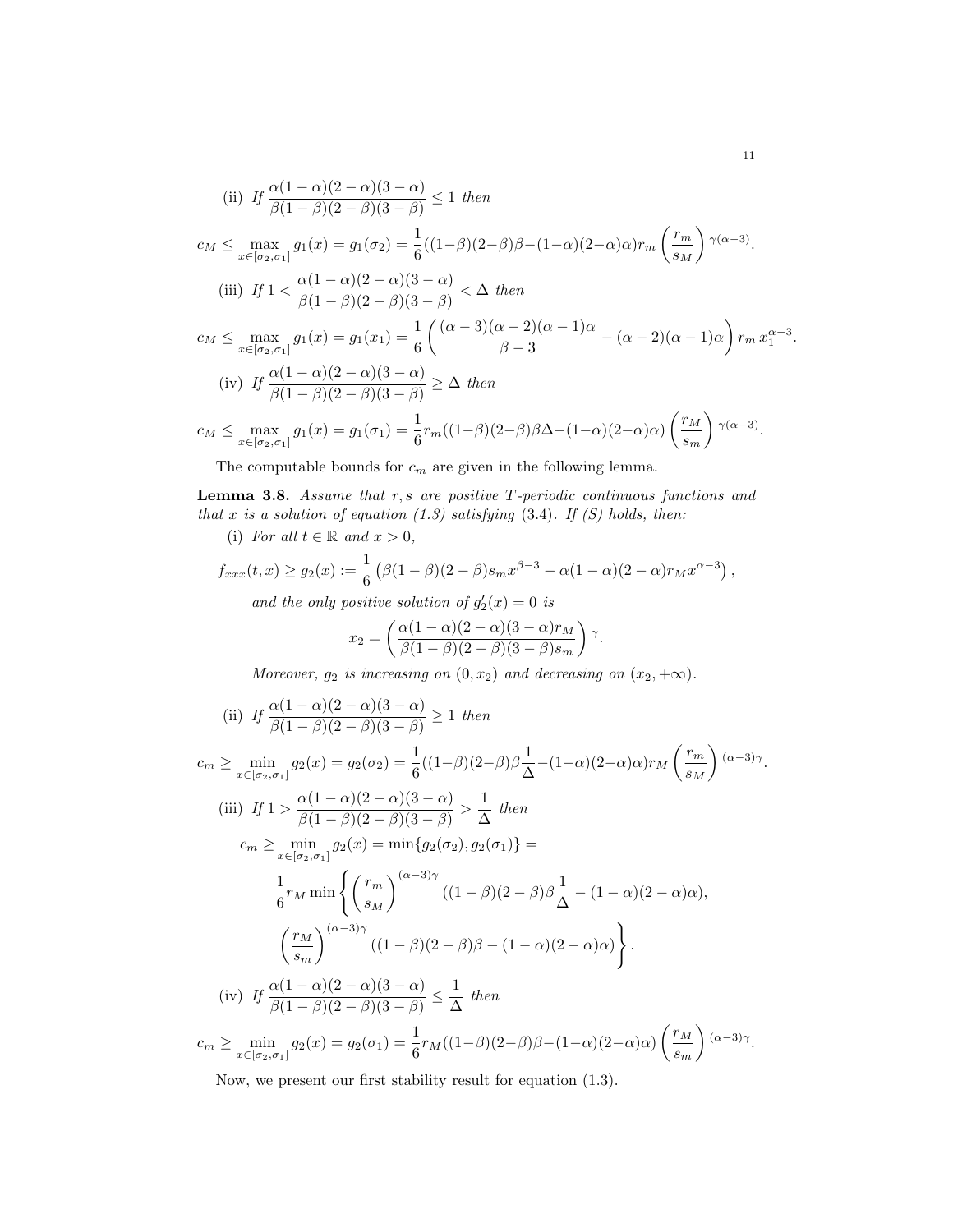(ii) *If* $\dfrac{\alpha(1-\alpha)(2-\alpha)(3-\alpha)}{\beta(1-\beta)(2-\beta)(3-\beta)} \leq 1$ *then*

$$c_M \leq \max_{x\in[\sigma_2,\sigma_1]} g_1(x) = g_1(\sigma_2) = \frac{1}{6}((1-\beta)(2-\beta)\beta-(1-\alpha)(2-\alpha)\alpha)r_m\left(\frac{r_m}{s_M}\right)^{\gamma(\alpha-3)}.$$

(iii) *If* $1 < \dfrac{\alpha(1-\alpha)(2-\alpha)(3-\alpha)}{\beta(1-\beta)(2-\beta)(3-\beta)} < \Delta$ *then*

$$c_M \leq \max_{x\in[\sigma_2,\sigma_1]} g_1(x) = g_1(x_1) = \frac{1}{6}\left(\frac{(\alpha-3)(\alpha-2)(\alpha-1)\alpha}{\beta-3} - (\alpha-2)(\alpha-1)\alpha\right) r_m\, x_1^{\alpha-3}.$$

(iv) *If* $\dfrac{\alpha(1-\alpha)(2-\alpha)(3-\alpha)}{\beta(1-\beta)(2-\beta)(3-\beta)} \geq \Delta$ *then*

$$c_M \leq \max_{x\in[\sigma_2,\sigma_1]} g_1(x) = g_1(\sigma_1) = \frac{1}{6}r_m((1-\beta)(2-\beta)\beta\Delta-(1-\alpha)(2-\alpha)\alpha)\left(\frac{r_M}{s_m}\right)^{\gamma(\alpha-3)}.$$

The computable bounds for $c_m$ are given in the following lemma.

**Lemma 3.8.** *Assume that $r, s$ are positive $T$-periodic continuous functions and that $x$ is a solution of equation (1.3) satisfying* (3.4). *If (S) holds, then:*

(i) *For all $t \in \mathbb{R}$ and $x > 0$,*

$$f_{xxx}(t,x) \geq g_2(x) := \frac{1}{6}\left(\beta(1-\beta)(2-\beta)s_m x^{\beta-3} - \alpha(1-\alpha)(2-\alpha)r_M x^{\alpha-3}\right),$$

*and the only positive solution of $g_2'(x) = 0$ is*

$$x_2 = \left(\frac{\alpha(1-\alpha)(2-\alpha)(3-\alpha)r_M}{\beta(1-\beta)(2-\beta)(3-\beta)s_m}\right)^{\gamma}.$$

*Moreover, $g_2$ is increasing on $(0, x_2)$ and decreasing on $(x_2, +\infty)$.*

(ii) *If* $\dfrac{\alpha(1-\alpha)(2-\alpha)(3-\alpha)}{\beta(1-\beta)(2-\beta)(3-\beta)} \geq 1$ *then*

$$c_m \geq \min_{x\in[\sigma_2,\sigma_1]} g_2(x) = g_2(\sigma_2) = \frac{1}{6}((1-\beta)(2-\beta)\beta\frac{1}{\Delta}-(1-\alpha)(2-\alpha)\alpha)r_M\left(\frac{r_m}{s_M}\right)^{(\alpha-3)\gamma}.$$

(iii) *If* $1 > \dfrac{\alpha(1-\alpha)(2-\alpha)(3-\alpha)}{\beta(1-\beta)(2-\beta)(3-\beta)} > \dfrac{1}{\Delta}$ *then*

$$c_m \geq \min_{x\in[\sigma_2,\sigma_1]} g_2(x) = \min\{g_2(\sigma_2), g_2(\sigma_1)\} =$$

$$\frac{1}{6}r_M \min\left\{\left(\frac{r_m}{s_M}\right)^{(\alpha-3)\gamma}((1-\beta)(2-\beta)\beta\frac{1}{\Delta} - (1-\alpha)(2-\alpha)\alpha),\right.$$

$$\left.\left(\frac{r_M}{s_m}\right)^{(\alpha-3)\gamma}((1-\beta)(2-\beta)\beta - (1-\alpha)(2-\alpha)\alpha)\right\}.$$

(iv) *If* $\dfrac{\alpha(1-\alpha)(2-\alpha)(3-\alpha)}{\beta(1-\beta)(2-\beta)(3-\beta)} \leq \dfrac{1}{\Delta}$ *then*

$$c_m \geq \min_{x\in[\sigma_2,\sigma_1]} g_2(x) = g_2(\sigma_1) = \frac{1}{6}r_M((1-\beta)(2-\beta)\beta-(1-\alpha)(2-\alpha)\alpha)\left(\frac{r_M}{s_m}\right)^{(\alpha-3)\gamma}.$$

Now, we present our first stability result for equation (1.3).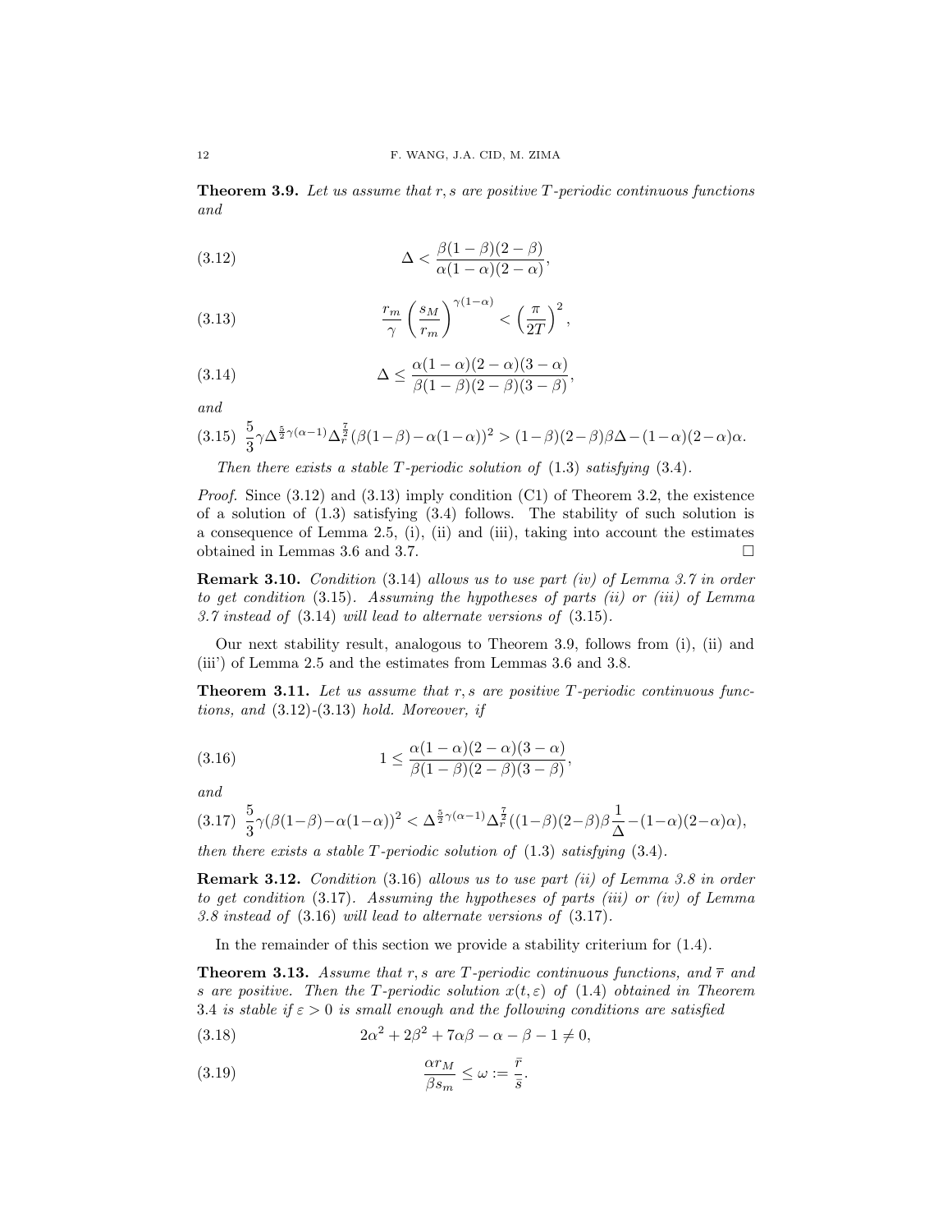**Theorem 3.9.** *Let us assume that $r, s$ are positive $T$-periodic continuous functions and*

$$\Delta < \frac{\beta(1-\beta)(2-\beta)}{\alpha(1-\alpha)(2-\alpha)}, \tag{3.12}$$

$$\frac{r_m}{\gamma}\left(\frac{s_M}{r_m}\right)^{\gamma(1-\alpha)} < \left(\frac{\pi}{2T}\right)^2, \tag{3.13}$$

$$\Delta \leq \frac{\alpha(1-\alpha)(2-\alpha)(3-\alpha)}{\beta(1-\beta)(2-\beta)(3-\beta)}, \tag{3.14}$$

*and*

$$\frac{5}{3}\gamma\Delta^{\frac{5}{2}\gamma(\alpha-1)}\Delta_r^{\frac{7}{2}}(\beta(1-\beta)-\alpha(1-\alpha))^2 > (1-\beta)(2-\beta)\beta\Delta-(1-\alpha)(2-\alpha)\alpha. \tag{3.15}$$

*Then there exists a stable $T$-periodic solution of* (1.3) *satisfying* (3.4).

*Proof.* Since (3.12) and (3.13) imply condition (C1) of Theorem 3.2, the existence of a solution of (1.3) satisfying (3.4) follows. The stability of such solution is a consequence of Lemma 2.5, (i), (ii) and (iii), taking into account the estimates obtained in Lemmas 3.6 and 3.7. □

**Remark 3.10.** *Condition* (3.14) *allows us to use part (iv) of Lemma 3.7 in order to get condition* (3.15). *Assuming the hypotheses of parts (ii) or (iii) of Lemma 3.7 instead of* (3.14) *will lead to alternate versions of* (3.15).

Our next stability result, analogous to Theorem 3.9, follows from (i), (ii) and (iii') of Lemma 2.5 and the estimates from Lemmas 3.6 and 3.8.

**Theorem 3.11.** *Let us assume that $r, s$ are positive $T$-periodic continuous functions, and* (3.12)-(3.13) *hold. Moreover, if*

$$1 \leq \frac{\alpha(1-\alpha)(2-\alpha)(3-\alpha)}{\beta(1-\beta)(2-\beta)(3-\beta)}, \tag{3.16}$$

*and*

$$\frac{5}{3}\gamma(\beta(1-\beta)-\alpha(1-\alpha))^2 < \Delta^{\frac{5}{2}\gamma(\alpha-1)}\Delta_r^{\frac{7}{2}}((1-\beta)(2-\beta)\beta\frac{1}{\Delta}-(1-\alpha)(2-\alpha)\alpha), \tag{3.17}$$

*then there exists a stable $T$-periodic solution of* (1.3) *satisfying* (3.4).

**Remark 3.12.** *Condition* (3.16) *allows us to use part (ii) of Lemma 3.8 in order to get condition* (3.17). *Assuming the hypotheses of parts (iii) or (iv) of Lemma 3.8 instead of* (3.16) *will lead to alternate versions of* (3.17).

In the remainder of this section we provide a stability criterium for (1.4).

**Theorem 3.13.** *Assume that $r, s$ are $T$-periodic continuous functions, and $\bar{r}$ and $s$ are positive. Then the $T$-periodic solution $x(t, \varepsilon)$ of* (1.4) *obtained in Theorem 3.4 is stable if $\varepsilon > 0$ is small enough and the following conditions are satisfied*

$$2\alpha^2 + 2\beta^2 + 7\alpha\beta - \alpha - \beta - 1 \neq 0, \tag{3.18}$$

$$\frac{\alpha r_M}{\beta s_m} \leq \omega := \frac{\bar{r}}{\bar{s}}. \tag{3.19}$$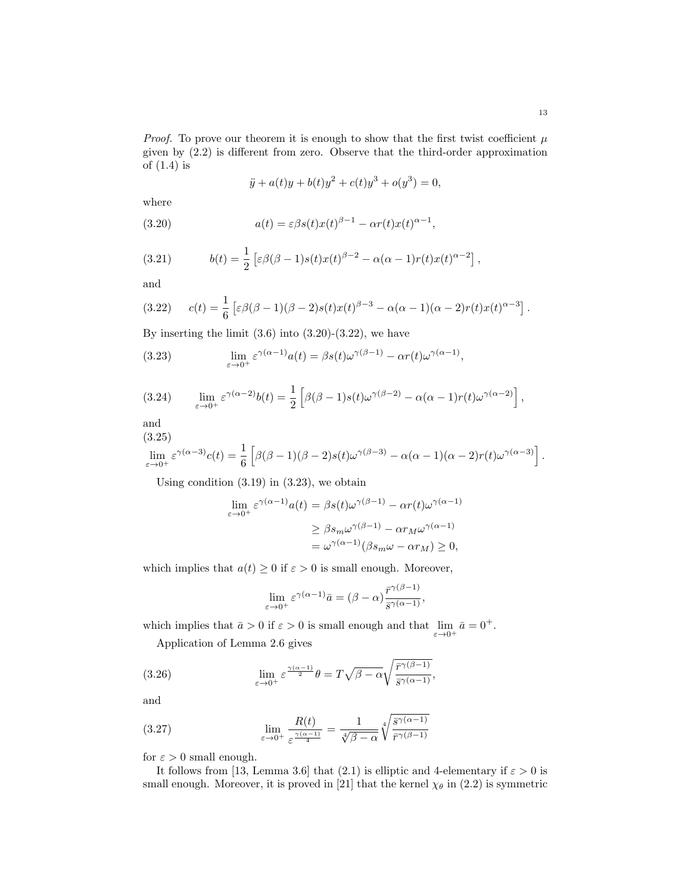*Proof.* To prove our theorem it is enough to show that the first twist coefficient $\mu$ given by (2.2) is different from zero. Observe that the third-order approximation of (1.4) is

$$\ddot{y} + a(t)y + b(t)y^2 + c(t)y^3 + o(y^3) = 0,$$

where

$$a(t) = \varepsilon\beta s(t)x(t)^{\beta-1} - \alpha r(t)x(t)^{\alpha-1}, \tag{3.20}$$

$$b(t) = \frac{1}{2}\left[\varepsilon\beta(\beta-1)s(t)x(t)^{\beta-2} - \alpha(\alpha-1)r(t)x(t)^{\alpha-2}\right], \tag{3.21}$$

and

$$c(t) = \frac{1}{6}\left[\varepsilon\beta(\beta-1)(\beta-2)s(t)x(t)^{\beta-3} - \alpha(\alpha-1)(\alpha-2)r(t)x(t)^{\alpha-3}\right]. \tag{3.22}$$

By inserting the limit (3.6) into (3.20)-(3.22), we have

$$\lim_{\varepsilon\to 0^+} \varepsilon^{\gamma(\alpha-1)}a(t) = \beta s(t)\omega^{\gamma(\beta-1)} - \alpha r(t)\omega^{\gamma(\alpha-1)}, \tag{3.23}$$

$$\lim_{\varepsilon\to 0^+} \varepsilon^{\gamma(\alpha-2)}b(t) = \frac{1}{2}\left[\beta(\beta-1)s(t)\omega^{\gamma(\beta-2)} - \alpha(\alpha-1)r(t)\omega^{\gamma(\alpha-2)}\right], \tag{3.24}$$

and

$$\lim_{\varepsilon\to 0^+} \varepsilon^{\gamma(\alpha-3)}c(t) = \frac{1}{6}\left[\beta(\beta-1)(\beta-2)s(t)\omega^{\gamma(\beta-3)} - \alpha(\alpha-1)(\alpha-2)r(t)\omega^{\gamma(\alpha-3)}\right]. \tag{3.25}$$

Using condition (3.19) in (3.23), we obtain

$$\begin{aligned}
\lim_{\varepsilon\to 0^+} \varepsilon^{\gamma(\alpha-1)}a(t) &= \beta s(t)\omega^{\gamma(\beta-1)} - \alpha r(t)\omega^{\gamma(\alpha-1)} \\
&\geq \beta s_m\omega^{\gamma(\beta-1)} - \alpha r_M\omega^{\gamma(\alpha-1)} \\
&= \omega^{\gamma(\alpha-1)}(\beta s_m\omega - \alpha r_M) \geq 0,
\end{aligned}$$

which implies that $a(t) \geq 0$ if $\varepsilon > 0$ is small enough. Moreover,

$$\lim_{\varepsilon\to 0^+} \varepsilon^{\gamma(\alpha-1)}\bar{a} = (\beta-\alpha)\frac{\bar{r}^{\gamma(\beta-1)}}{\bar{s}^{\gamma(\alpha-1)}},$$

which implies that $\bar{a} > 0$ if $\varepsilon > 0$ is small enough and that $\lim_{\varepsilon\to 0^+} \bar{a} = 0^+$.

Application of Lemma 2.6 gives

$$\lim_{\varepsilon\to 0^+} \varepsilon^{\frac{\gamma(\alpha-1)}{2}}\theta = T\sqrt{\beta-\alpha}\sqrt{\frac{\bar{r}^{\gamma(\beta-1)}}{\bar{s}^{\gamma(\alpha-1)}}}, \tag{3.26}$$

and

$$\lim_{\varepsilon\to 0^+} \frac{R(t)}{\varepsilon^{\frac{\gamma(\alpha-1)}{4}}} = \frac{1}{\sqrt[4]{\beta-\alpha}}\sqrt[4]{\frac{\bar{s}^{\gamma(\alpha-1)}}{\bar{r}^{\gamma(\beta-1)}}} \tag{3.27}$$

for $\varepsilon > 0$ small enough.

It follows from [13, Lemma 3.6] that (2.1) is elliptic and 4-elementary if $\varepsilon > 0$ is small enough. Moreover, it is proved in [21] that the kernel $\chi_\theta$ in (2.2) is symmetric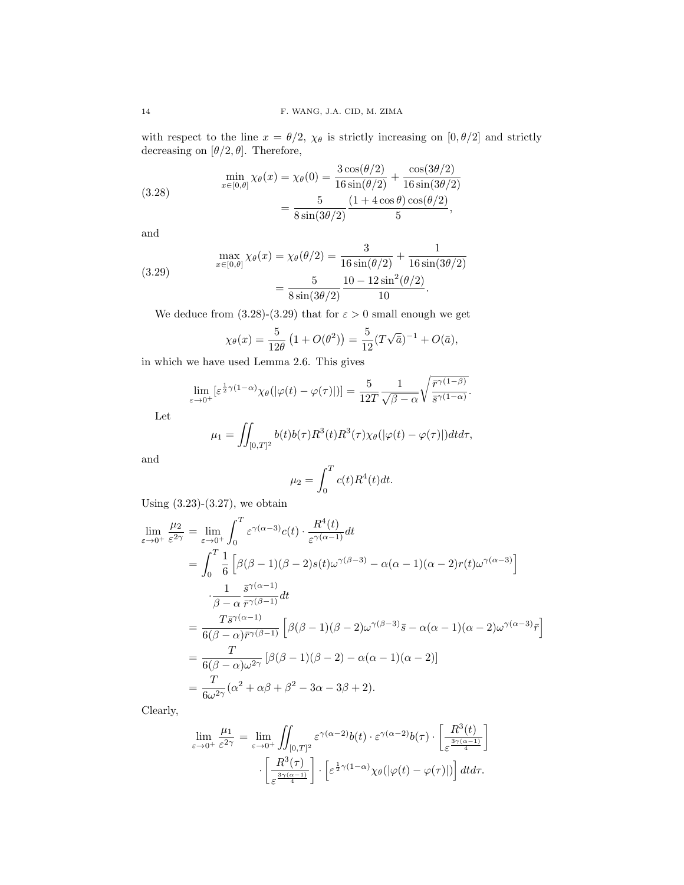with respect to the line $x = \theta/2$, $\chi_\theta$ is strictly increasing on $[0, \theta/2]$ and strictly decreasing on $[\theta/2, \theta]$. Therefore,

$$
\begin{aligned}
\min_{x\in[0,\theta]} \chi_\theta(x) = \chi_\theta(0) &= \frac{3\cos(\theta/2)}{16\sin(\theta/2)} + \frac{\cos(3\theta/2)}{16\sin(3\theta/2)} \\
&= \frac{5}{8\sin(3\theta/2)} \frac{(1+4\cos\theta)\cos(\theta/2)}{5},
\end{aligned} \tag{3.28}
$$

and

$$
\begin{aligned}
\max_{x\in[0,\theta]} \chi_\theta(x) = \chi_\theta(\theta/2) &= \frac{3}{16\sin(\theta/2)} + \frac{1}{16\sin(3\theta/2)} \\
&= \frac{5}{8\sin(3\theta/2)} \frac{10 - 12\sin^2(\theta/2)}{10}.
\end{aligned} \tag{3.29}
$$

We deduce from (3.28)-(3.29) that for $\varepsilon > 0$ small enough we get

$$
\chi_\theta(x) = \frac{5}{12\theta}\left(1 + O(\theta^2)\right) = \frac{5}{12}(T\sqrt{\bar{a}})^{-1} + O(\bar{a}),
$$

in which we have used Lemma 2.6. This gives

$$
\lim_{\varepsilon\to 0^+} [\varepsilon^{\frac{1}{2}\gamma(1-\alpha)}\chi_\theta(|\varphi(t) - \varphi(\tau)|)] = \frac{5}{12T}\frac{1}{\sqrt{\beta-\alpha}}\sqrt{\frac{\bar{r}^{\gamma(1-\beta)}}{\bar{s}^{\gamma(1-\alpha)}}}.
$$

Let

$$
\mu_1 = \iint_{[0,T]^2} b(t)b(\tau)R^3(t)R^3(\tau)\chi_\theta(|\varphi(t)-\varphi(\tau)|)dtd\tau,
$$

and

$$
\mu_2 = \int_0^T c(t)R^4(t)dt.
$$

Using (3.23)-(3.27), we obtain

$$
\begin{aligned}
\lim_{\varepsilon\to 0^+} \frac{\mu_2}{\varepsilon^{2\gamma}} &= \lim_{\varepsilon\to 0^+} \int_0^T \varepsilon^{\gamma(\alpha-3)} c(t) \cdot \frac{R^4(t)}{\varepsilon^{\gamma(\alpha-1)}} dt \\
&= \int_0^T \frac{1}{6}\left[\beta(\beta-1)(\beta-2)s(t)\omega^{\gamma(\beta-3)} - \alpha(\alpha-1)(\alpha-2)r(t)\omega^{\gamma(\alpha-3)}\right] \\
&\quad \cdot \frac{1}{\beta-\alpha}\frac{\bar{s}^{\gamma(\alpha-1)}}{\bar{r}^{\gamma(\beta-1)}} dt \\
&= \frac{T\bar{s}^{\gamma(\alpha-1)}}{6(\beta-\alpha)\bar{r}^{\gamma(\beta-1)}}\left[\beta(\beta-1)(\beta-2)\omega^{\gamma(\beta-3)}\bar{s} - \alpha(\alpha-1)(\alpha-2)\omega^{\gamma(\alpha-3)}\bar{r}\right] \\
&= \frac{T}{6(\beta-\alpha)\omega^{2\gamma}}\left[\beta(\beta-1)(\beta-2) - \alpha(\alpha-1)(\alpha-2)\right] \\
&= \frac{T}{6\omega^{2\gamma}}(\alpha^2 + \alpha\beta + \beta^2 - 3\alpha - 3\beta + 2).
\end{aligned}
$$

Clearly,

$$
\begin{aligned}
\lim_{\varepsilon\to 0^+} \frac{\mu_1}{\varepsilon^{2\gamma}} = \lim_{\varepsilon\to 0^+} \iint_{[0,T]^2} & \varepsilon^{\gamma(\alpha-2)}b(t) \cdot \varepsilon^{\gamma(\alpha-2)}b(\tau) \cdot \left[\frac{R^3(t)}{\varepsilon^{\frac{3\gamma(\alpha-1)}{4}}}\right] \\
& \cdot \left[\frac{R^3(\tau)}{\varepsilon^{\frac{3\gamma(\alpha-1)}{4}}}\right] \cdot \left[\varepsilon^{\frac{1}{2}\gamma(1-\alpha)}\chi_\theta(|\varphi(t)-\varphi(\tau)|)\right] dtd\tau.
\end{aligned}
$$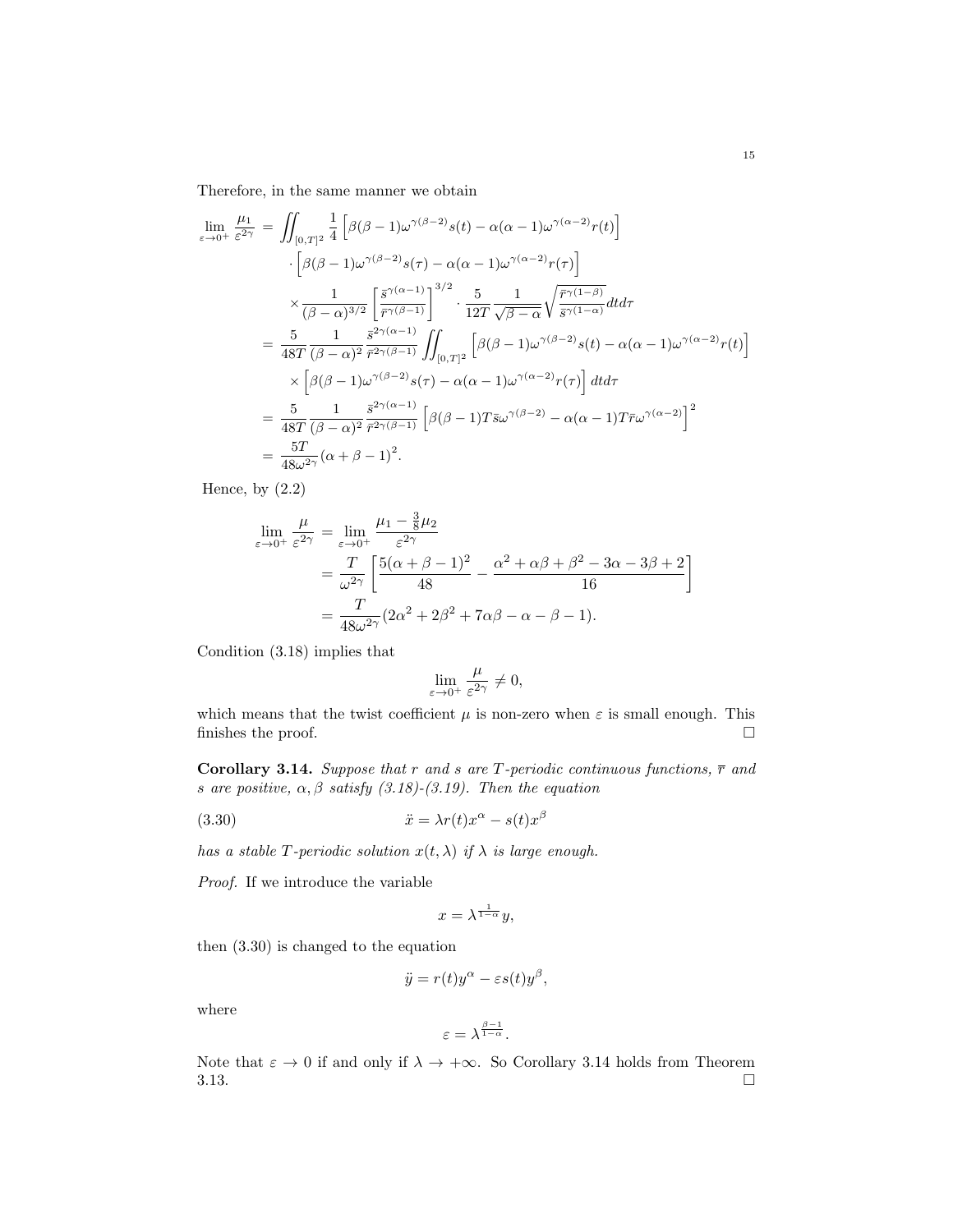Therefore, in the same manner we obtain

$$
\begin{aligned}
\lim_{\varepsilon\to 0^+}\frac{\mu_1}{\varepsilon^{2\gamma}} &= \iint_{[0,T]^2}\frac{1}{4}\left[\beta(\beta-1)\omega^{\gamma(\beta-2)}s(t)-\alpha(\alpha-1)\omega^{\gamma(\alpha-2)}r(t)\right]\\
&\quad\cdot\left[\beta(\beta-1)\omega^{\gamma(\beta-2)}s(\tau)-\alpha(\alpha-1)\omega^{\gamma(\alpha-2)}r(\tau)\right]\\
&\quad\times\frac{1}{(\beta-\alpha)^{3/2}}\left[\frac{\bar{s}^{\gamma(\alpha-1)}}{\bar{r}^{\gamma(\beta-1)}}\right]^{3/2}\cdot\frac{5}{12T}\frac{1}{\sqrt{\beta-\alpha}}\sqrt{\frac{\bar{r}^{\gamma(1-\beta)}}{\bar{s}^{\gamma(1-\alpha)}}}dtd\tau\\
&= \frac{5}{48T}\frac{1}{(\beta-\alpha)^2}\frac{\bar{s}^{2\gamma(\alpha-1)}}{\bar{r}^{2\gamma(\beta-1)}}\iint_{[0,T]^2}\left[\beta(\beta-1)\omega^{\gamma(\beta-2)}s(t)-\alpha(\alpha-1)\omega^{\gamma(\alpha-2)}r(t)\right]\\
&\quad\times\left[\beta(\beta-1)\omega^{\gamma(\beta-2)}s(\tau)-\alpha(\alpha-1)\omega^{\gamma(\alpha-2)}r(\tau)\right]dtd\tau\\
&= \frac{5}{48T}\frac{1}{(\beta-\alpha)^2}\frac{\bar{s}^{2\gamma(\alpha-1)}}{\bar{r}^{2\gamma(\beta-1)}}\left[\beta(\beta-1)T\bar{s}\omega^{\gamma(\beta-2)}-\alpha(\alpha-1)T\bar{r}\omega^{\gamma(\alpha-2)}\right]^2\\
&= \frac{5T}{48\omega^{2\gamma}}(\alpha+\beta-1)^2.
\end{aligned}
$$

Hence, by (2.2)

$$
\begin{aligned}
\lim_{\varepsilon\to 0^+}\frac{\mu}{\varepsilon^{2\gamma}} &= \lim_{\varepsilon\to 0^+}\frac{\mu_1-\frac{3}{8}\mu_2}{\varepsilon^{2\gamma}}\\
&= \frac{T}{\omega^{2\gamma}}\left[\frac{5(\alpha+\beta-1)^2}{48}-\frac{\alpha^2+\alpha\beta+\beta^2-3\alpha-3\beta+2}{16}\right]\\
&= \frac{T}{48\omega^{2\gamma}}(2\alpha^2+2\beta^2+7\alpha\beta-\alpha-\beta-1).
\end{aligned}
$$

Condition (3.18) implies that

$$
\lim_{\varepsilon\to 0^+}\frac{\mu}{\varepsilon^{2\gamma}}\neq 0,
$$

which means that the twist coefficient $\mu$ is non-zero when $\varepsilon$ is small enough. This finishes the proof. $\square$

**Corollary 3.14.** *Suppose that $r$ and $s$ are $T$-periodic continuous functions, $\bar{r}$ and $s$ are positive, $\alpha, \beta$ satisfy (3.18)-(3.19). Then the equation*

$$
\ddot{x} = \lambda r(t)x^{\alpha} - s(t)x^{\beta} \tag{3.30}
$$

*has a stable $T$-periodic solution $x(t,\lambda)$ if $\lambda$ is large enough.*

*Proof.* If we introduce the variable

$$
x = \lambda^{\frac{1}{1-\alpha}}y,
$$

then (3.30) is changed to the equation

$$
\ddot{y} = r(t)y^{\alpha} - \varepsilon s(t)y^{\beta},
$$

where

$$
\varepsilon = \lambda^{\frac{\beta-1}{1-\alpha}}.
$$

Note that $\varepsilon \to 0$ if and only if $\lambda \to +\infty$. So Corollary 3.14 holds from Theorem 3.13. $\square$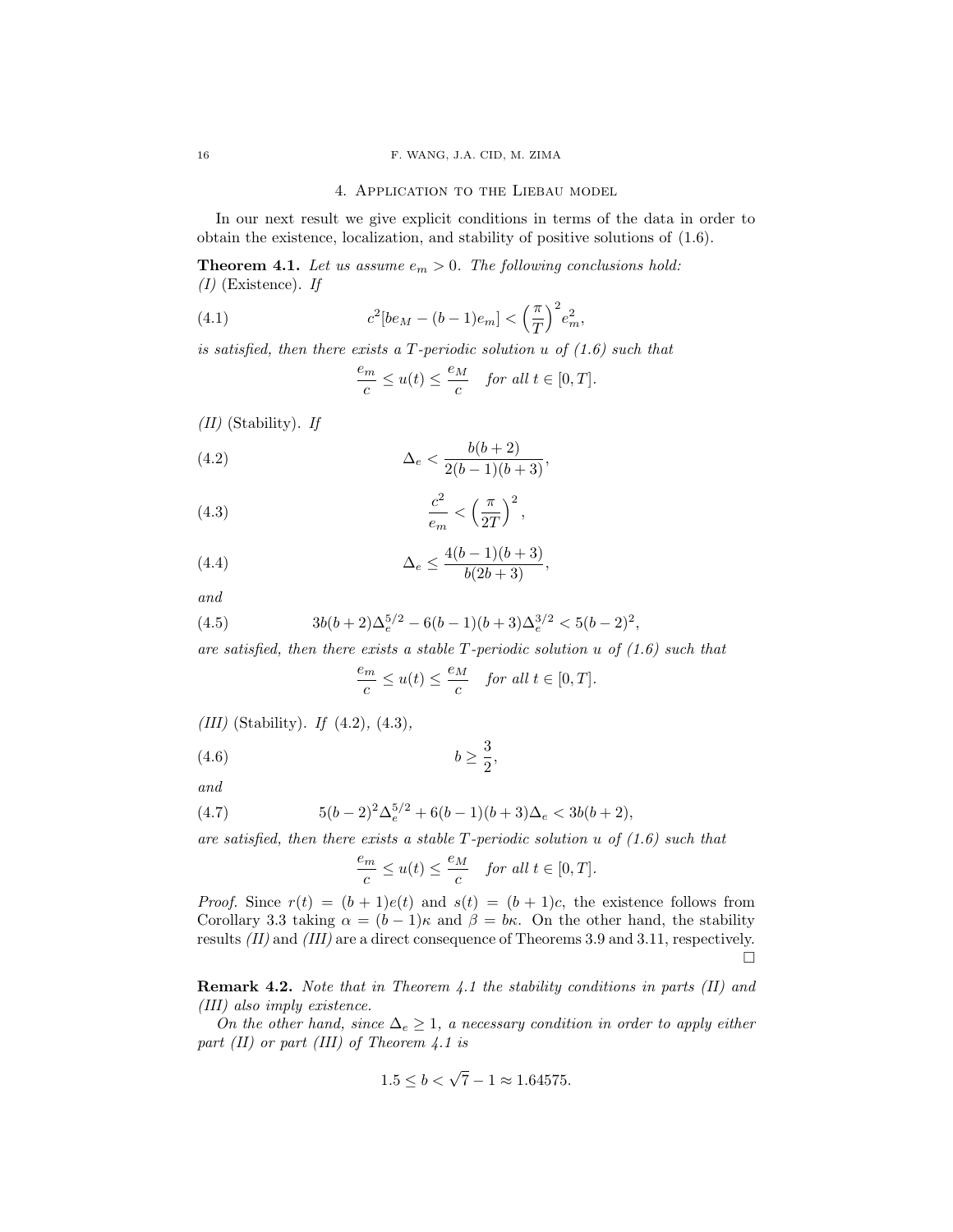## 4. Application to the Liebau model

In our next result we give explicit conditions in terms of the data in order to obtain the existence, localization, and stability of positive solutions of (1.6).

**Theorem 4.1.** *Let us assume $e_m > 0$. The following conclusions hold:*
*(I)* (Existence). *If*

$$c^2[be_M - (b-1)e_m] < \left(\frac{\pi}{T}\right)^2 e_m^2, \tag{4.1}$$

*is satisfied, then there exists a $T$-periodic solution $u$ of (1.6) such that*

$$\frac{e_m}{c} \le u(t) \le \frac{e_M}{c} \quad \text{for all } t \in [0,T].$$

*(II)* (Stability). *If*

$$\Delta_e < \frac{b(b+2)}{2(b-1)(b+3)}, \tag{4.2}$$

$$\frac{c^2}{e_m} < \left(\frac{\pi}{2T}\right)^2, \tag{4.3}$$

$$\Delta_e \le \frac{4(b-1)(b+3)}{b(2b+3)}, \tag{4.4}$$

*and*

$$3b(b+2)\Delta_e^{5/2} - 6(b-1)(b+3)\Delta_e^{3/2} < 5(b-2)^2, \tag{4.5}$$

*are satisfied, then there exists a stable $T$-periodic solution $u$ of (1.6) such that*

$$\frac{e_m}{c} \le u(t) \le \frac{e_M}{c} \quad \text{for all } t \in [0,T].$$

*(III)* (Stability). *If* (4.2), (4.3),

$$b \ge \frac{3}{2}, \tag{4.6}$$

*and*

$$5(b-2)^2\Delta_e^{5/2} + 6(b-1)(b+3)\Delta_e < 3b(b+2), \tag{4.7}$$

*are satisfied, then there exists a stable $T$-periodic solution $u$ of (1.6) such that*

$$\frac{e_m}{c} \le u(t) \le \frac{e_M}{c} \quad \text{for all } t \in [0,T].$$

*Proof.* Since $r(t) = (b+1)e(t)$ and $s(t) = (b+1)c$, the existence follows from Corollary 3.3 taking $\alpha = (b-1)\kappa$ and $\beta = b\kappa$. On the other hand, the stability results *(II)* and *(III)* are a direct consequence of Theorems 3.9 and 3.11, respectively. □

**Remark 4.2.** *Note that in Theorem 4.1 the stability conditions in parts (II) and (III) also imply existence.*

*On the other hand, since $\Delta_e \ge 1$, a necessary condition in order to apply either part (II) or part (III) of Theorem 4.1 is*

$$1.5 \le b < \sqrt{7} - 1 \approx 1.64575.$$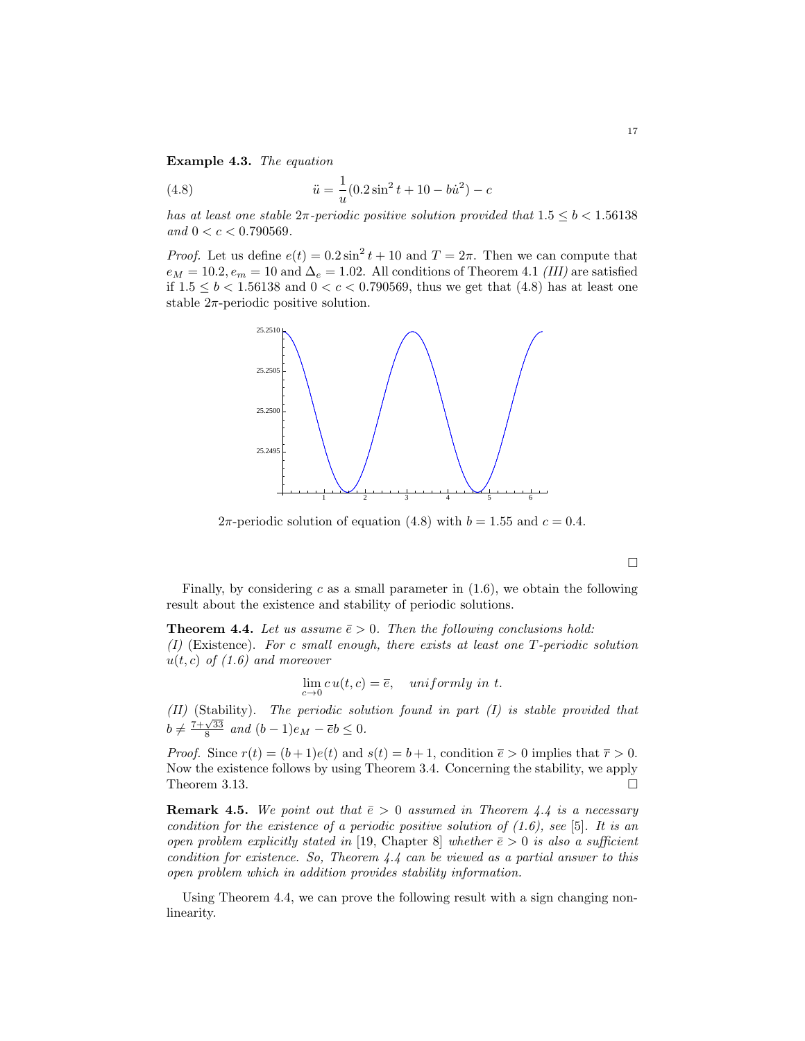**Example 4.3.** *The equation*

$$\ddot{u} = \frac{1}{u}(0.2\sin^2 t + 10 - b\dot{u}^2) - c \tag{4.8}$$

*has at least one stable $2\pi$-periodic positive solution provided that $1.5 \leq b < 1.56138$ and $0 < c < 0.790569$.*

*Proof.* Let us define $e(t) = 0.2\sin^2 t + 10$ and $T = 2\pi$. Then we can compute that $e_M = 10.2, e_m = 10$ and $\Delta_e = 1.02$. All conditions of Theorem 4.1 *(III)* are satisfied if $1.5 \leq b < 1.56138$ and $0 < c < 0.790569$, thus we get that (4.8) has at least one stable $2\pi$-periodic positive solution.

$2\pi$-periodic solution of equation (4.8) with $b = 1.55$ and $c = 0.4$.

□

Finally, by considering $c$ as a small parameter in (1.6), we obtain the following result about the existence and stability of periodic solutions.

**Theorem 4.4.** *Let us assume $\bar{e} > 0$. Then the following conclusions hold:*
*(I)* (Existence). *For $c$ small enough, there exists at least one $T$-periodic solution $u(t, c)$ of (1.6) and moreover*

$$\lim_{c \to 0} c\, u(t, c) = \bar{e}, \quad uniformly\ in\ t.$$

*(II)* (Stability). *The periodic solution found in part (I) is stable provided that $b \neq \frac{7+\sqrt{33}}{8}$ and $(b-1)e_M - \bar{e}b \leq 0$.*

*Proof.* Since $r(t) = (b+1)e(t)$ and $s(t) = b+1$, condition $\bar{e} > 0$ implies that $\bar{r} > 0$. Now the existence follows by using Theorem 3.4. Concerning the stability, we apply Theorem 3.13. □

**Remark 4.5.** *We point out that $\bar{e} > 0$ assumed in Theorem 4.4 is a necessary condition for the existence of a periodic positive solution of (1.6), see* [5]*. It is an open problem explicitly stated in* [19, Chapter 8] *whether $\bar{e} > 0$ is also a sufficient condition for existence. So, Theorem 4.4 can be viewed as a partial answer to this open problem which in addition provides stability information.*

Using Theorem 4.4, we can prove the following result with a sign changing nonlinearity.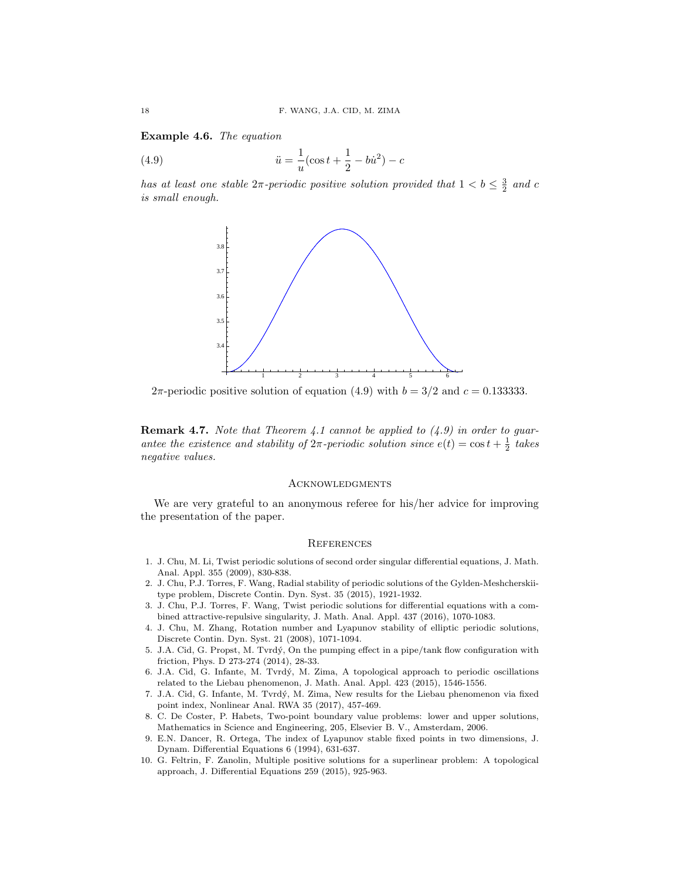**Example 4.6.** *The equation*

$$\ddot{u} = \frac{1}{u}(\cos t + \frac{1}{2} - b\dot{u}^2) - c \tag{4.9}$$

*has at least one stable $2\pi$-periodic positive solution provided that $1 < b \leq \frac{3}{2}$ and $c$ is small enough.*

$2\pi$-periodic positive solution of equation (4.9) with $b = 3/2$ and $c = 0.133333$.

**Remark 4.7.** *Note that Theorem 4.1 cannot be applied to (4.9) in order to guarantee the existence and stability of $2\pi$-periodic solution since $e(t) = \cos t + \frac{1}{2}$ takes negative values.*

## Acknowledgments

We are very grateful to an anonymous referee for his/her advice for improving the presentation of the paper.

## References

1. J. Chu, M. Li, Twist periodic solutions of second order singular differential equations, J. Math. Anal. Appl. 355 (2009), 830-838.
2. J. Chu, P.J. Torres, F. Wang, Radial stability of periodic solutions of the Gylden-Meshcherskii-type problem, Discrete Contin. Dyn. Syst. 35 (2015), 1921-1932.
3. J. Chu, P.J. Torres, F. Wang, Twist periodic solutions for differential equations with a combined attractive-repulsive singularity, J. Math. Anal. Appl. 437 (2016), 1070-1083.
4. J. Chu, M. Zhang, Rotation number and Lyapunov stability of elliptic periodic solutions, Discrete Contin. Dyn. Syst. 21 (2008), 1071-1094.
5. J.A. Cid, G. Propst, M. Tvrdý, On the pumping effect in a pipe/tank flow configuration with friction, Phys. D 273-274 (2014), 28-33.
6. J.A. Cid, G. Infante, M. Tvrdý, M. Zima, A topological approach to periodic oscillations related to the Liebau phenomenon, J. Math. Anal. Appl. 423 (2015), 1546-1556.
7. J.A. Cid, G. Infante, M. Tvrdý, M. Zima, New results for the Liebau phenomenon via fixed point index, Nonlinear Anal. RWA 35 (2017), 457-469.
8. C. De Coster, P. Habets, Two-point boundary value problems: lower and upper solutions, Mathematics in Science and Engineering, 205, Elsevier B. V., Amsterdam, 2006.
9. E.N. Dancer, R. Ortega, The index of Lyapunov stable fixed points in two dimensions, J. Dynam. Differential Equations 6 (1994), 631-637.
10. G. Feltrin, F. Zanolin, Multiple positive solutions for a superlinear problem: A topological approach, J. Differential Equations 259 (2015), 925-963.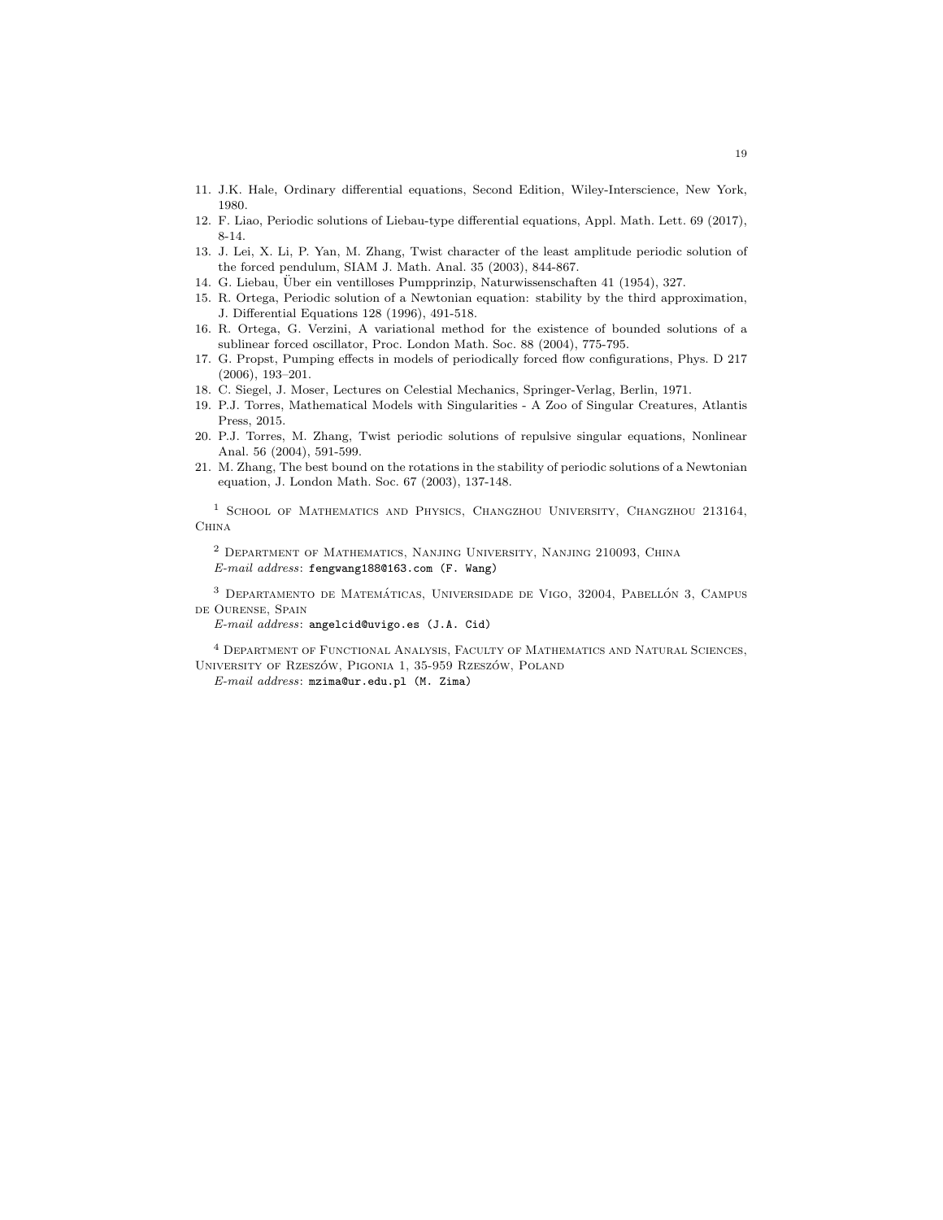11. J.K. Hale, Ordinary differential equations, Second Edition, Wiley-Interscience, New York, 1980.
12. F. Liao, Periodic solutions of Liebau-type differential equations, Appl. Math. Lett. 69 (2017), 8-14.
13. J. Lei, X. Li, P. Yan, M. Zhang, Twist character of the least amplitude periodic solution of the forced pendulum, SIAM J. Math. Anal. 35 (2003), 844-867.
14. G. Liebau, Über ein ventilloses Pumpprinzip, Naturwissenschaften 41 (1954), 327.
15. R. Ortega, Periodic solution of a Newtonian equation: stability by the third approximation, J. Differential Equations 128 (1996), 491-518.
16. R. Ortega, G. Verzini, A variational method for the existence of bounded solutions of a sublinear forced oscillator, Proc. London Math. Soc. 88 (2004), 775-795.
17. G. Propst, Pumping effects in models of periodically forced flow configurations, Phys. D 217 (2006), 193–201.
18. C. Siegel, J. Moser, Lectures on Celestial Mechanics, Springer-Verlag, Berlin, 1971.
19. P.J. Torres, Mathematical Models with Singularities - A Zoo of Singular Creatures, Atlantis Press, 2015.
20. P.J. Torres, M. Zhang, Twist periodic solutions of repulsive singular equations, Nonlinear Anal. 56 (2004), 591-599.
21. M. Zhang, The best bound on the rotations in the stability of periodic solutions of a Newtonian equation, J. London Math. Soc. 67 (2003), 137-148.

[1] School of Mathematics and Physics, Changzhou University, Changzhou 213164, China

[2] Department of Mathematics, Nanjing University, Nanjing 210093, China
*E-mail address*: fengwang188@163.com (F. Wang)

[3] Departamento de Matemáticas, Universidade de Vigo, 32004, Pabellón 3, Campus de Ourense, Spain
*E-mail address*: angelcid@uvigo.es (J.A. Cid)

[4] Department of Functional Analysis, Faculty of Mathematics and Natural Sciences, University of Rzeszów, Pigonia 1, 35-959 Rzeszów, Poland
*E-mail address*: mzima@ur.edu.pl (M. Zima)